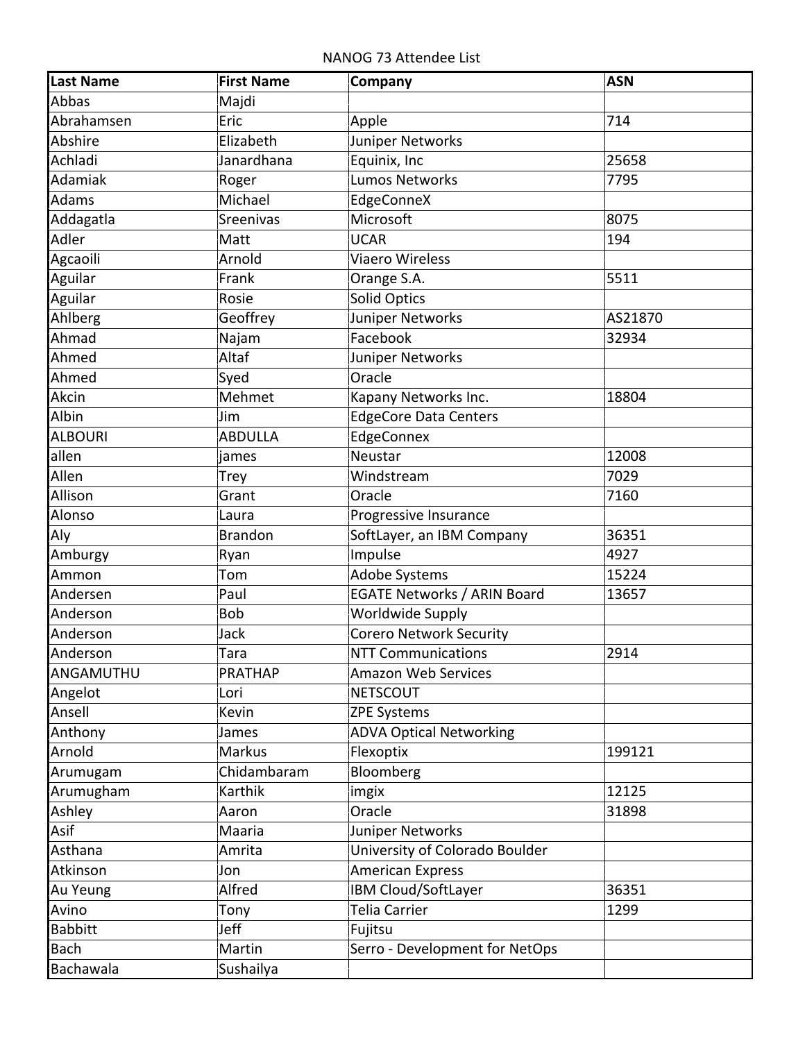NANOG 73 Attendee List

| Last Name | First Name | Company | ASN |
|---|---|---|---|
| Abbas | Majdi | | |
| Abrahamsen | Eric | Apple | 714 |
| Abshire | Elizabeth | Juniper Networks | |
| Achladi | Janardhana | Equinix, Inc | 25658 |
| Adamiak | Roger | Lumos Networks | 7795 |
| Adams | Michael | EdgeConneX | |
| Addagatla | Sreenivas | Microsoft | 8075 |
| Adler | Matt | UCAR | 194 |
| Agcaoili | Arnold | Viaero Wireless | |
| Aguilar | Frank | Orange S.A. | 5511 |
| Aguilar | Rosie | Solid Optics | |
| Ahlberg | Geoffrey | Juniper Networks | AS21870 |
| Ahmad | Najam | Facebook | 32934 |
| Ahmed | Altaf | Juniper Networks | |
| Ahmed | Syed | Oracle | |
| Akcin | Mehmet | Kapany Networks Inc. | 18804 |
| Albin | Jim | EdgeCore Data Centers | |
| ALBOURI | ABDULLA | EdgeConnex | |
| allen | james | Neustar | 12008 |
| Allen | Trey | Windstream | 7029 |
| Allison | Grant | Oracle | 7160 |
| Alonso | Laura | Progressive Insurance | |
| Aly | Brandon | SoftLayer, an IBM Company | 36351 |
| Amburgy | Ryan | Impulse | 4927 |
| Ammon | Tom | Adobe Systems | 15224 |
| Andersen | Paul | EGATE Networks / ARIN Board | 13657 |
| Anderson | Bob | Worldwide Supply | |
| Anderson | Jack | Corero Network Security | |
| Anderson | Tara | NTT Communications | 2914 |
| ANGAMUTHU | PRATHAP | Amazon Web Services | |
| Angelot | Lori | NETSCOUT | |
| Ansell | Kevin | ZPE Systems | |
| Anthony | James | ADVA Optical Networking | |
| Arnold | Markus | Flexoptix | 199121 |
| Arumugam | Chidambaram | Bloomberg | |
| Arumugham | Karthik | imgix | 12125 |
| Ashley | Aaron | Oracle | 31898 |
| Asif | Maaria | Juniper Networks | |
| Asthana | Amrita | University of Colorado Boulder | |
| Atkinson | Jon | American Express | |
| Au Yeung | Alfred | IBM Cloud/SoftLayer | 36351 |
| Avino | Tony | Telia Carrier | 1299 |
| Babbitt | Jeff | Fujitsu | |
| Bach | Martin | Serro - Development for NetOps | |
| Bachawala | Sushailya | | |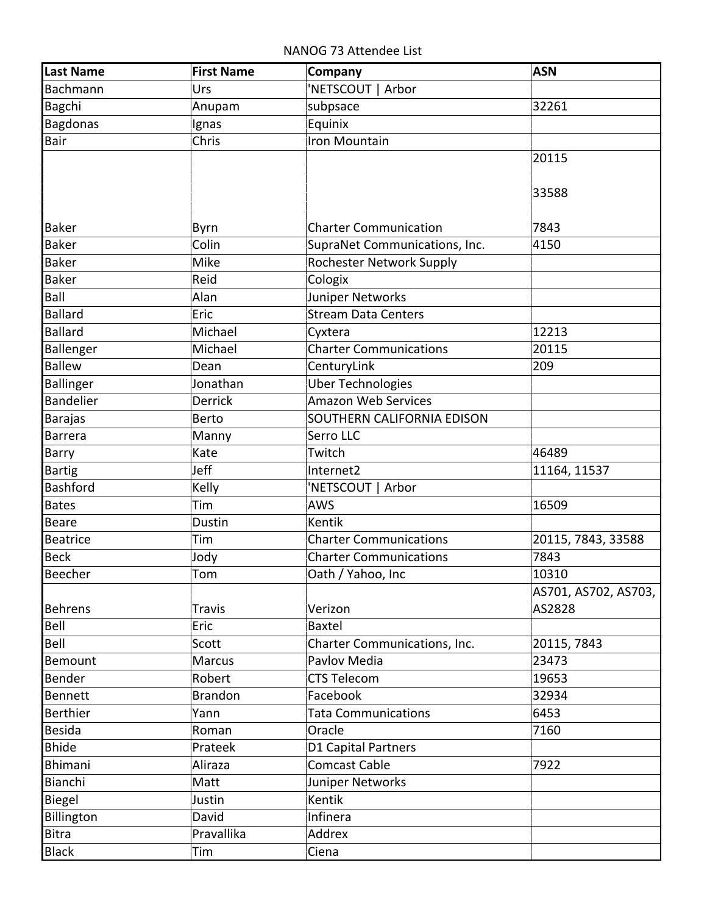NANOG 73 Attendee List

| Last Name | First Name | Company | ASN |
|---|---|---|---|
| Bachmann | Urs | 'NETSCOUT \| Arbor | |
| Bagchi | Anupam | subpsace | 32261 |
| Bagdonas | Ignas | Equinix | |
| Bair | Chris | Iron Mountain | |
| Baker | Byrn | Charter Communication | 20115<br><br>33588<br><br>7843 |
| Baker | Colin | SupraNet Communications, Inc. | 4150 |
| Baker | Mike | Rochester Network Supply | |
| Baker | Reid | Cologix | |
| Ball | Alan | Juniper Networks | |
| Ballard | Eric | Stream Data Centers | |
| Ballard | Michael | Cyxtera | 12213 |
| Ballenger | Michael | Charter Communications | 20115 |
| Ballew | Dean | CenturyLink | 209 |
| Ballinger | Jonathan | Uber Technologies | |
| Bandelier | Derrick | Amazon Web Services | |
| Barajas | Berto | SOUTHERN CALIFORNIA EDISON | |
| Barrera | Manny | Serro LLC | |
| Barry | Kate | Twitch | 46489 |
| Bartig | Jeff | Internet2 | 11164, 11537 |
| Bashford | Kelly | 'NETSCOUT \| Arbor | |
| Bates | Tim | AWS | 16509 |
| Beare | Dustin | Kentik | |
| Beatrice | Tim | Charter Communications | 20115, 7843, 33588 |
| Beck | Jody | Charter Communications | 7843 |
| Beecher | Tom | Oath / Yahoo, Inc | 10310 |
| Behrens | Travis | Verizon | AS701, AS702, AS703, AS2828 |
| Bell | Eric | Baxtel | |
| Bell | Scott | Charter Communications, Inc. | 20115, 7843 |
| Bemount | Marcus | Pavlov Media | 23473 |
| Bender | Robert | CTS Telecom | 19653 |
| Bennett | Brandon | Facebook | 32934 |
| Berthier | Yann | Tata Communications | 6453 |
| Besida | Roman | Oracle | 7160 |
| Bhide | Prateek | D1 Capital Partners | |
| Bhimani | Aliraza | Comcast Cable | 7922 |
| Bianchi | Matt | Juniper Networks | |
| Biegel | Justin | Kentik | |
| Billington | David | Infinera | |
| Bitra | Pravallika | Addrex | |
| Black | Tim | Ciena | |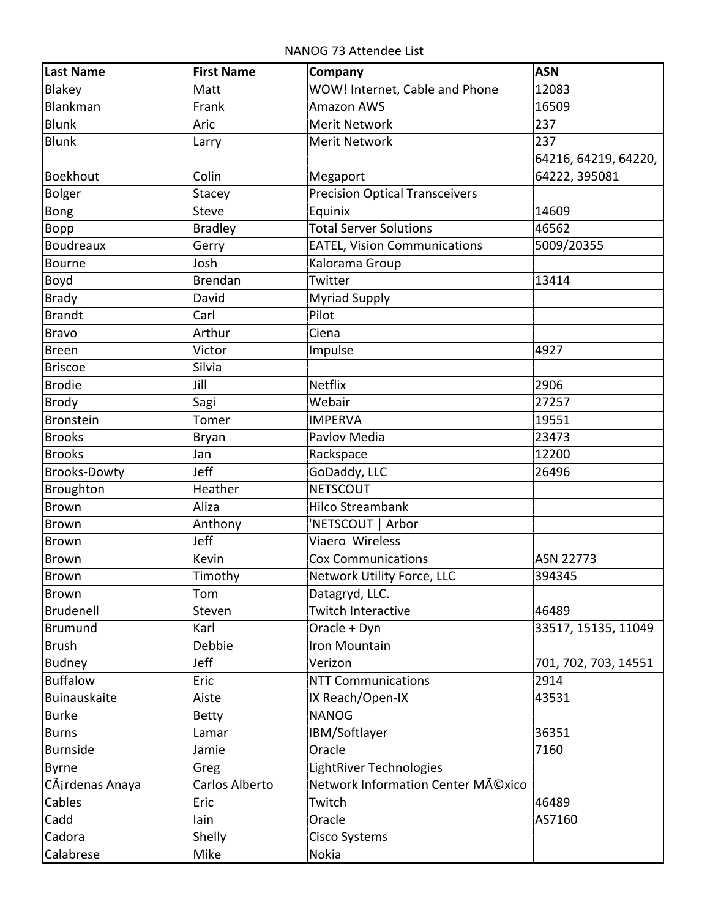NANOG 73 Attendee List

| Last Name | First Name | Company | ASN |
|---|---|---|---|
| Blakey | Matt | WOW! Internet, Cable and Phone | 12083 |
| Blankman | Frank | Amazon AWS | 16509 |
| Blunk | Aric | Merit Network | 237 |
| Blunk | Larry | Merit Network | 237 |
| Boekhout | Colin | Megaport | 64216, 64219, 64220, 64222, 395081 |
| Bolger | Stacey | Precision Optical Transceivers | |
| Bong | Steve | Equinix | 14609 |
| Bopp | Bradley | Total Server Solutions | 46562 |
| Boudreaux | Gerry | EATEL, Vision Communications | 5009/20355 |
| Bourne | Josh | Kalorama Group | |
| Boyd | Brendan | Twitter | 13414 |
| Brady | David | Myriad Supply | |
| Brandt | Carl | Pilot | |
| Bravo | Arthur | Ciena | |
| Breen | Victor | Impulse | 4927 |
| Briscoe | Silvia | | |
| Brodie | Jill | Netflix | 2906 |
| Brody | Sagi | Webair | 27257 |
| Bronstein | Tomer | IMPERVA | 19551 |
| Brooks | Bryan | Pavlov Media | 23473 |
| Brooks | Jan | Rackspace | 12200 |
| Brooks-Dowty | Jeff | GoDaddy, LLC | 26496 |
| Broughton | Heather | NETSCOUT | |
| Brown | Aliza | Hilco Streambank | |
| Brown | Anthony | 'NETSCOUT \| Arbor | |
| Brown | Jeff | Viaero Wireless | |
| Brown | Kevin | Cox Communications | ASN 22773 |
| Brown | Timothy | Network Utility Force, LLC | 394345 |
| Brown | Tom | Datagryd, LLC. | |
| Brudenell | Steven | Twitch Interactive | 46489 |
| Brumund | Karl | Oracle + Dyn | 33517, 15135, 11049 |
| Brush | Debbie | Iron Mountain | |
| Budney | Jeff | Verizon | 701, 702, 703, 14551 |
| Buffalow | Eric | NTT Communications | 2914 |
| Buinauskaite | Aiste | IX Reach/Open-IX | 43531 |
| Burke | Betty | NANOG | |
| Burns | Lamar | IBM/Softlayer | 36351 |
| Burnside | Jamie | Oracle | 7160 |
| Byrne | Greg | LightRiver Technologies | |
| CÃ¡rdenas Anaya | Carlos Alberto | Network Information Center MÃ©xico | |
| Cables | Eric | Twitch | 46489 |
| Cadd | Iain | Oracle | AS7160 |
| Cadora | Shelly | Cisco Systems | |
| Calabrese | Mike | Nokia | |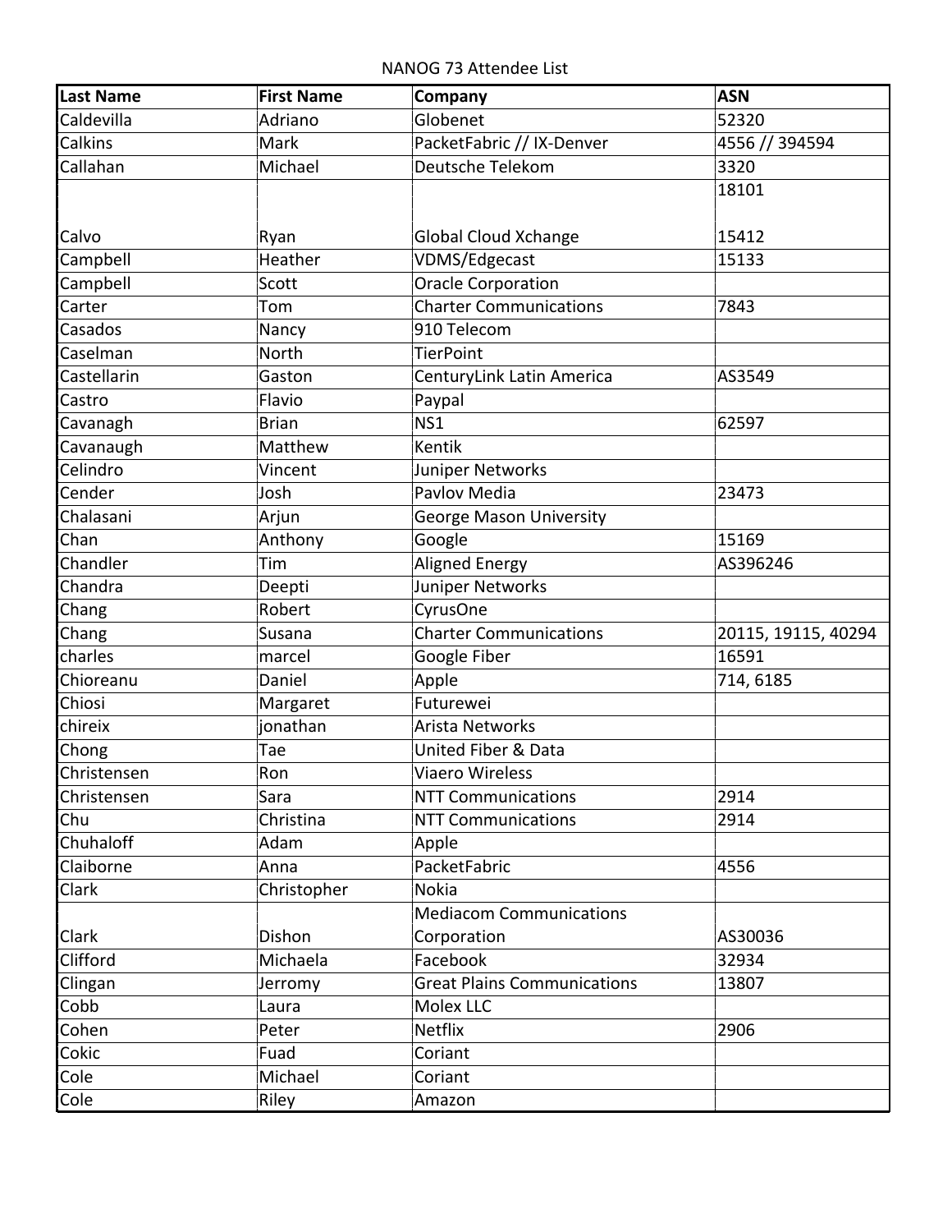NANOG 73 Attendee List

| Last Name | First Name | Company | ASN |
|---|---|---|---|
| Caldevilla | Adriano | Globenet | 52320 |
| Calkins | Mark | PacketFabric // IX-Denver | 4556 // 394594 |
| Callahan | Michael | Deutsche Telekom | 3320 |
| Calvo | Ryan | Global Cloud Xchange | 18101<br><br>15412 |
| Campbell | Heather | VDMS/Edgecast | 15133 |
| Campbell | Scott | Oracle Corporation | |
| Carter | Tom | Charter Communications | 7843 |
| Casados | Nancy | 910 Telecom | |
| Caselman | North | TierPoint | |
| Castellarin | Gaston | CenturyLink Latin America | AS3549 |
| Castro | Flavio | Paypal | |
| Cavanagh | Brian | NS1 | 62597 |
| Cavanaugh | Matthew | Kentik | |
| Celindro | Vincent | Juniper Networks | |
| Cender | Josh | Pavlov Media | 23473 |
| Chalasani | Arjun | George Mason University | |
| Chan | Anthony | Google | 15169 |
| Chandler | Tim | Aligned Energy | AS396246 |
| Chandra | Deepti | Juniper Networks | |
| Chang | Robert | CyrusOne | |
| Chang | Susana | Charter Communications | 20115, 19115, 40294 |
| charles | marcel | Google Fiber | 16591 |
| Chioreanu | Daniel | Apple | 714, 6185 |
| Chiosi | Margaret | Futurewei | |
| chireix | jonathan | Arista Networks | |
| Chong | Tae | United Fiber & Data | |
| Christensen | Ron | Viaero Wireless | |
| Christensen | Sara | NTT Communications | 2914 |
| Chu | Christina | NTT Communications | 2914 |
| Chuhaloff | Adam | Apple | |
| Claiborne | Anna | PacketFabric | 4556 |
| Clark | Christopher | Nokia | |
| Clark | Dishon | Mediacom Communications Corporation | AS30036 |
| Clifford | Michaela | Facebook | 32934 |
| Clingan | Jerromy | Great Plains Communications | 13807 |
| Cobb | Laura | Molex LLC | |
| Cohen | Peter | Netflix | 2906 |
| Cokic | Fuad | Coriant | |
| Cole | Michael | Coriant | |
| Cole | Riley | Amazon | |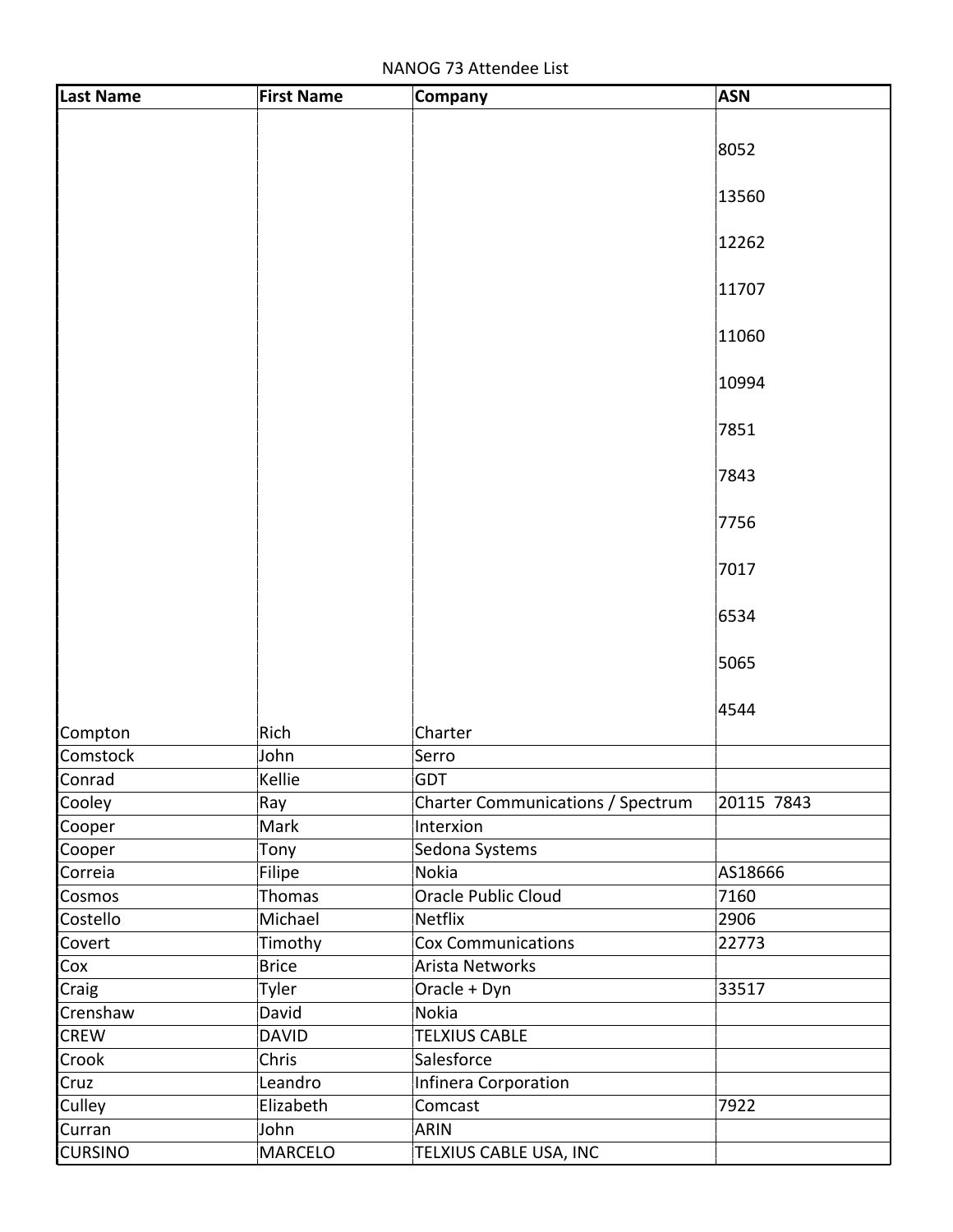NANOG 73 Attendee List

| Last Name | First Name | Company | ASN |
|---|---|---|---|
| Compton | Rich | Charter | 8052 13560 12262 11707 11060 10994 7851 7843 7756 7017 6534 5065 4544 |
| Comstock | John | Serro | |
| Conrad | Kellie | GDT | |
| Cooley | Ray | Charter Communications / Spectrum | 20115 7843 |
| Cooper | Mark | Interxion | |
| Cooper | Tony | Sedona Systems | |
| Correia | Filipe | Nokia | AS18666 |
| Cosmos | Thomas | Oracle Public Cloud | 7160 |
| Costello | Michael | Netflix | 2906 |
| Covert | Timothy | Cox Communications | 22773 |
| Cox | Brice | Arista Networks | |
| Craig | Tyler | Oracle + Dyn | 33517 |
| Crenshaw | David | Nokia | |
| CREW | DAVID | TELXIUS CABLE | |
| Crook | Chris | Salesforce | |
| Cruz | Leandro | Infinera Corporation | |
| Culley | Elizabeth | Comcast | 7922 |
| Curran | John | ARIN | |
| CURSINO | MARCELO | TELXIUS CABLE USA, INC | |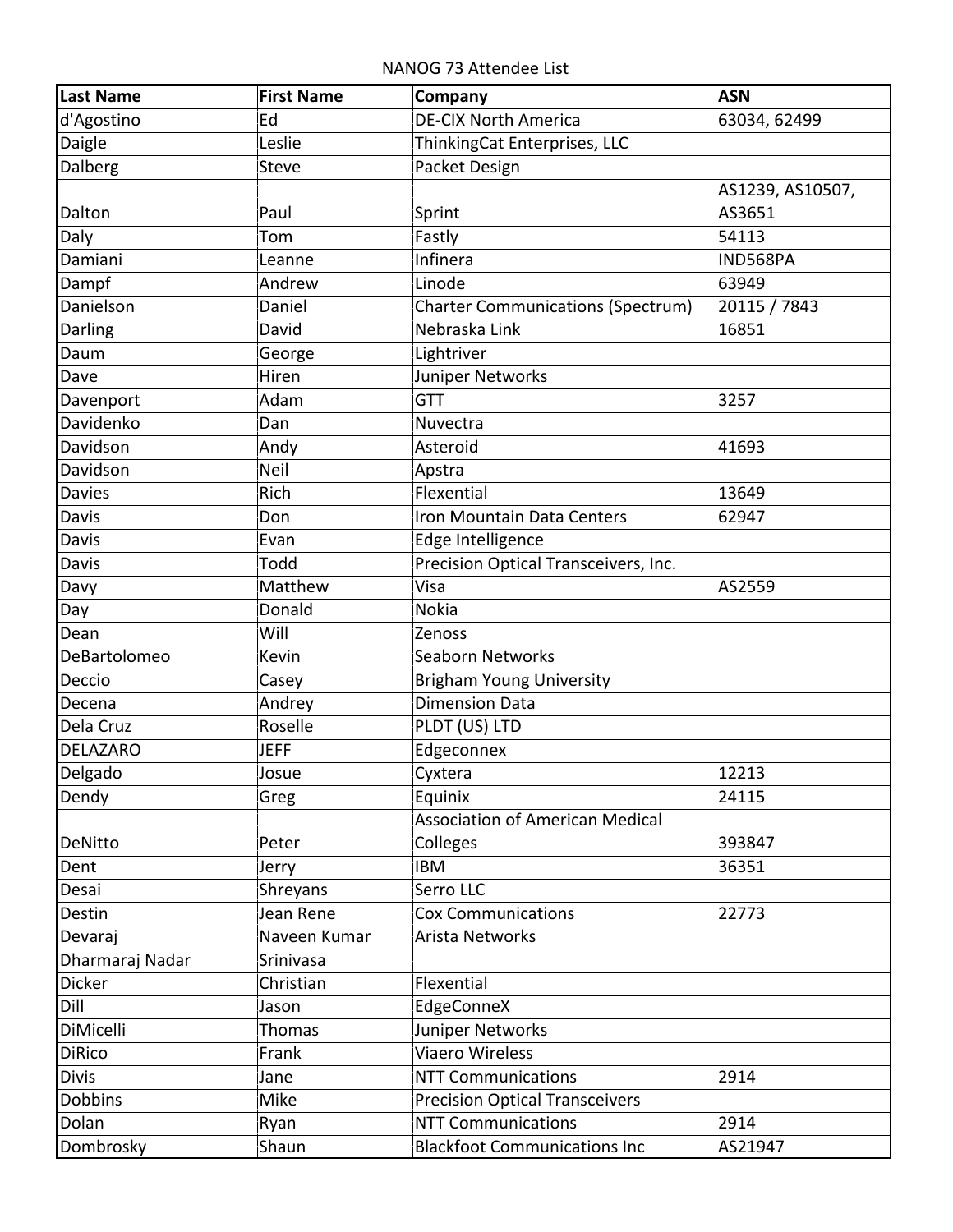NANOG 73 Attendee List

| Last Name | First Name | Company | ASN |
|---|---|---|---|
| d'Agostino | Ed | DE-CIX North America | 63034, 62499 |
| Daigle | Leslie | ThinkingCat Enterprises, LLC | |
| Dalberg | Steve | Packet Design | |
| Dalton | Paul | Sprint | AS1239, AS10507, AS3651 |
| Daly | Tom | Fastly | 54113 |
| Damiani | Leanne | Infinera | IND568PA |
| Dampf | Andrew | Linode | 63949 |
| Danielson | Daniel | Charter Communications (Spectrum) | 20115 / 7843 |
| Darling | David | Nebraska Link | 16851 |
| Daum | George | Lightriver | |
| Dave | Hiren | Juniper Networks | |
| Davenport | Adam | GTT | 3257 |
| Davidenko | Dan | Nuvectra | |
| Davidson | Andy | Asteroid | 41693 |
| Davidson | Neil | Apstra | |
| Davies | Rich | Flexential | 13649 |
| Davis | Don | Iron Mountain Data Centers | 62947 |
| Davis | Evan | Edge Intelligence | |
| Davis | Todd | Precision Optical Transceivers, Inc. | |
| Davy | Matthew | Visa | AS2559 |
| Day | Donald | Nokia | |
| Dean | Will | Zenoss | |
| DeBartolomeo | Kevin | Seaborn Networks | |
| Deccio | Casey | Brigham Young University | |
| Decena | Andrey | Dimension Data | |
| Dela Cruz | Roselle | PLDT (US) LTD | |
| DELAZARO | JEFF | Edgeconnex | |
| Delgado | Josue | Cyxtera | 12213 |
| Dendy | Greg | Equinix | 24115 |
| DeNitto | Peter | Association of American Medical Colleges | 393847 |
| Dent | Jerry | IBM | 36351 |
| Desai | Shreyans | Serro LLC | |
| Destin | Jean Rene | Cox Communications | 22773 |
| Devaraj | Naveen Kumar | Arista Networks | |
| Dharmaraj Nadar | Srinivasa | | |
| Dicker | Christian | Flexential | |
| Dill | Jason | EdgeConneX | |
| DiMicelli | Thomas | Juniper Networks | |
| DiRico | Frank | Viaero Wireless | |
| Divis | Jane | NTT Communications | 2914 |
| Dobbins | Mike | Precision Optical Transceivers | |
| Dolan | Ryan | NTT Communications | 2914 |
| Dombrosky | Shaun | Blackfoot Communications Inc | AS21947 |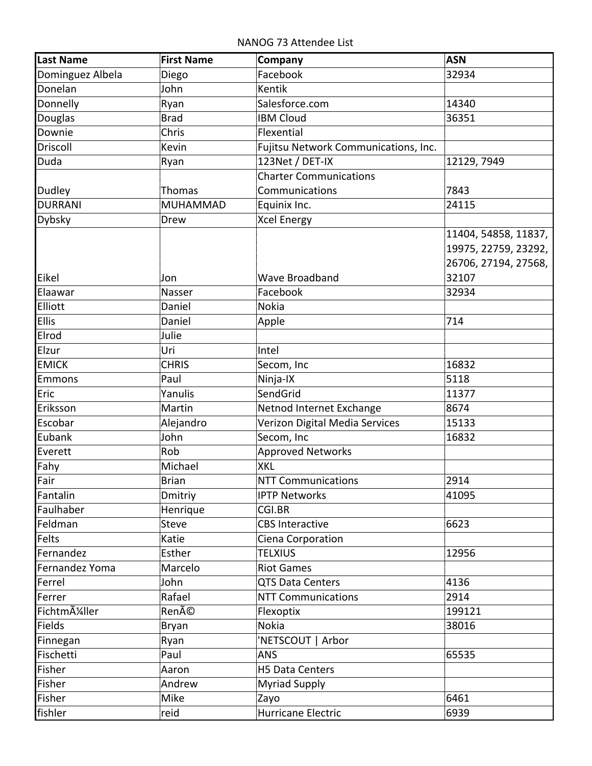NANOG 73 Attendee List

| Last Name | First Name | Company | ASN |
|---|---|---|---|
| Dominguez Albela | Diego | Facebook | 32934 |
| Donelan | John | Kentik | |
| Donnelly | Ryan | Salesforce.com | 14340 |
| Douglas | Brad | IBM Cloud | 36351 |
| Downie | Chris | Flexential | |
| Driscoll | Kevin | Fujitsu Network Communications, Inc. | |
| Duda | Ryan | 123Net / DET-IX | 12129, 7949 |
| Dudley | Thomas | Charter Communications Communications | 7843 |
| DURRANI | MUHAMMAD | Equinix Inc. | 24115 |
| Dybsky | Drew | Xcel Energy | |
| Eikel | Jon | Wave Broadband | 11404, 54858, 11837, 19975, 22759, 23292, 26706, 27194, 27568, 32107 |
| Elaawar | Nasser | Facebook | 32934 |
| Elliott | Daniel | Nokia | |
| Ellis | Daniel | Apple | 714 |
| Elrod | Julie | | |
| Elzur | Uri | Intel | |
| EMICK | CHRIS | Secom, Inc | 16832 |
| Emmons | Paul | Ninja-IX | 5118 |
| Eric | Yanulis | SendGrid | 11377 |
| Eriksson | Martin | Netnod Internet Exchange | 8674 |
| Escobar | Alejandro | Verizon Digital Media Services | 15133 |
| Eubank | John | Secom, Inc | 16832 |
| Everett | Rob | Approved Networks | |
| Fahy | Michael | XKL | |
| Fair | Brian | NTT Communications | 2914 |
| Fantalin | Dmitriy | IPTP Networks | 41095 |
| Faulhaber | Henrique | CGI.BR | |
| Feldman | Steve | CBS Interactive | 6623 |
| Felts | Katie | Ciena Corporation | |
| Fernandez | Esther | TELXIUS | 12956 |
| Fernandez Yoma | Marcelo | Riot Games | |
| Ferrel | John | QTS Data Centers | 4136 |
| Ferrer | Rafael | NTT Communications | 2914 |
| FichtmÃ¼ller | RenÃ© | Flexoptix | 199121 |
| Fields | Bryan | Nokia | 38016 |
| Finnegan | Ryan | 'NETSCOUT \| Arbor | |
| Fischetti | Paul | ANS | 65535 |
| Fisher | Aaron | H5 Data Centers | |
| Fisher | Andrew | Myriad Supply | |
| Fisher | Mike | Zayo | 6461 |
| fishler | reid | Hurricane Electric | 6939 |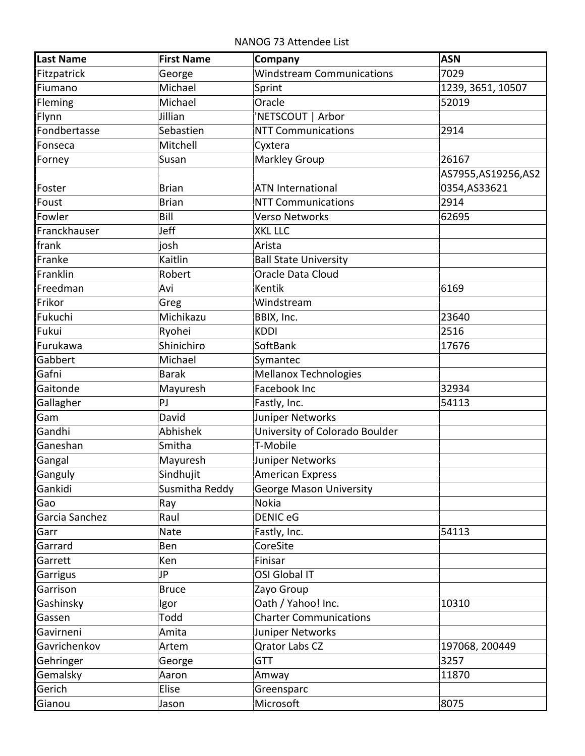NANOG 73 Attendee List

| Last Name | First Name | Company | ASN |
|---|---|---|---|
| Fitzpatrick | George | Windstream Communications | 7029 |
| Fiumano | Michael | Sprint | 1239, 3651, 10507 |
| Fleming | Michael | Oracle | 52019 |
| Flynn | Jillian | 'NETSCOUT \| Arbor | |
| Fondbertasse | Sebastien | NTT Communications | 2914 |
| Fonseca | Mitchell | Cyxtera | |
| Forney | Susan | Markley Group | 26167 |
| Foster | Brian | ATN International | AS7955,AS19256,AS20354,AS33621 |
| Foust | Brian | NTT Communications | 2914 |
| Fowler | Bill | Verso Networks | 62695 |
| Franckhauser | Jeff | XKL LLC | |
| frank | josh | Arista | |
| Franke | Kaitlin | Ball State University | |
| Franklin | Robert | Oracle Data Cloud | |
| Freedman | Avi | Kentik | 6169 |
| Frikor | Greg | Windstream | |
| Fukuchi | Michikazu | BBIX, Inc. | 23640 |
| Fukui | Ryohei | KDDI | 2516 |
| Furukawa | Shinichiro | SoftBank | 17676 |
| Gabbert | Michael | Symantec | |
| Gafni | Barak | Mellanox Technologies | |
| Gaitonde | Mayuresh | Facebook Inc | 32934 |
| Gallagher | PJ | Fastly, Inc. | 54113 |
| Gam | David | Juniper Networks | |
| Gandhi | Abhishek | University of Colorado Boulder | |
| Ganeshan | Smitha | T-Mobile | |
| Gangal | Mayuresh | Juniper Networks | |
| Ganguly | Sindhujit | American Express | |
| Gankidi | Susmitha Reddy | George Mason University | |
| Gao | Ray | Nokia | |
| Garcia Sanchez | Raul | DENIC eG | |
| Garr | Nate | Fastly, Inc. | 54113 |
| Garrard | Ben | CoreSite | |
| Garrett | Ken | Finisar | |
| Garrigus | JP | OSI Global IT | |
| Garrison | Bruce | Zayo Group | |
| Gashinsky | Igor | Oath / Yahoo! Inc. | 10310 |
| Gassen | Todd | Charter Communications | |
| Gavirneni | Amita | Juniper Networks | |
| Gavrichenkov | Artem | Qrator Labs CZ | 197068, 200449 |
| Gehringer | George | GTT | 3257 |
| Gemalsky | Aaron | Amway | 11870 |
| Gerich | Elise | Greensparc | |
| Gianou | Jason | Microsoft | 8075 |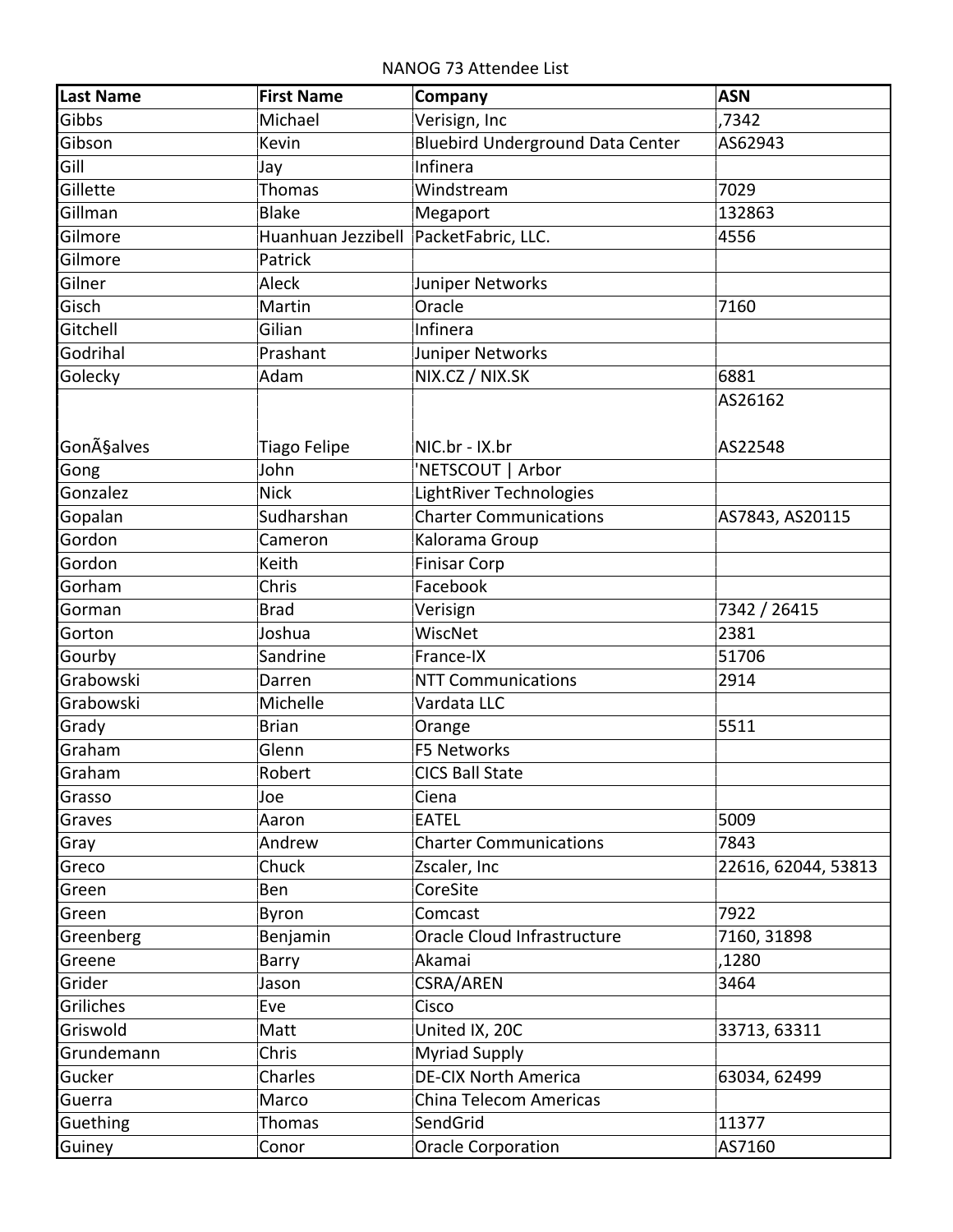NANOG 73 Attendee List

| Last Name | First Name | Company | ASN |
|---|---|---|---|
| Gibbs | Michael | Verisign, Inc | ,7342 |
| Gibson | Kevin | Bluebird Underground Data Center | AS62943 |
| Gill | Jay | Infinera | |
| Gillette | Thomas | Windstream | 7029 |
| Gillman | Blake | Megaport | 132863 |
| Gilmore | Huanhuan Jezzibell | PacketFabric, LLC. | 4556 |
| Gilmore | Patrick | | |
| Gilner | Aleck | Juniper Networks | |
| Gisch | Martin | Oracle | 7160 |
| Gitchell | Gilian | Infinera | |
| Godrihal | Prashant | Juniper Networks | |
| Golecky | Adam | NIX.CZ / NIX.SK | 6881 |
| GonÃ§alves | Tiago Felipe | NIC.br - IX.br | AS26162 AS22548 |
| Gong | John | 'NETSCOUT \| Arbor | |
| Gonzalez | Nick | LightRiver Technologies | |
| Gopalan | Sudharshan | Charter Communications | AS7843, AS20115 |
| Gordon | Cameron | Kalorama Group | |
| Gordon | Keith | Finisar Corp | |
| Gorham | Chris | Facebook | |
| Gorman | Brad | Verisign | 7342 / 26415 |
| Gorton | Joshua | WiscNet | 2381 |
| Gourby | Sandrine | France-IX | 51706 |
| Grabowski | Darren | NTT Communications | 2914 |
| Grabowski | Michelle | Vardata LLC | |
| Grady | Brian | Orange | 5511 |
| Graham | Glenn | F5 Networks | |
| Graham | Robert | CICS Ball State | |
| Grasso | Joe | Ciena | |
| Graves | Aaron | EATEL | 5009 |
| Gray | Andrew | Charter Communications | 7843 |
| Greco | Chuck | Zscaler, Inc | 22616, 62044, 53813 |
| Green | Ben | CoreSite | |
| Green | Byron | Comcast | 7922 |
| Greenberg | Benjamin | Oracle Cloud Infrastructure | 7160, 31898 |
| Greene | Barry | Akamai | ,1280 |
| Grider | Jason | CSRA/AREN | 3464 |
| Griliches | Eve | Cisco | |
| Griswold | Matt | United IX, 20C | 33713, 63311 |
| Grundemann | Chris | Myriad Supply | |
| Gucker | Charles | DE-CIX North America | 63034, 62499 |
| Guerra | Marco | China Telecom Americas | |
| Guething | Thomas | SendGrid | 11377 |
| Guiney | Conor | Oracle Corporation | AS7160 |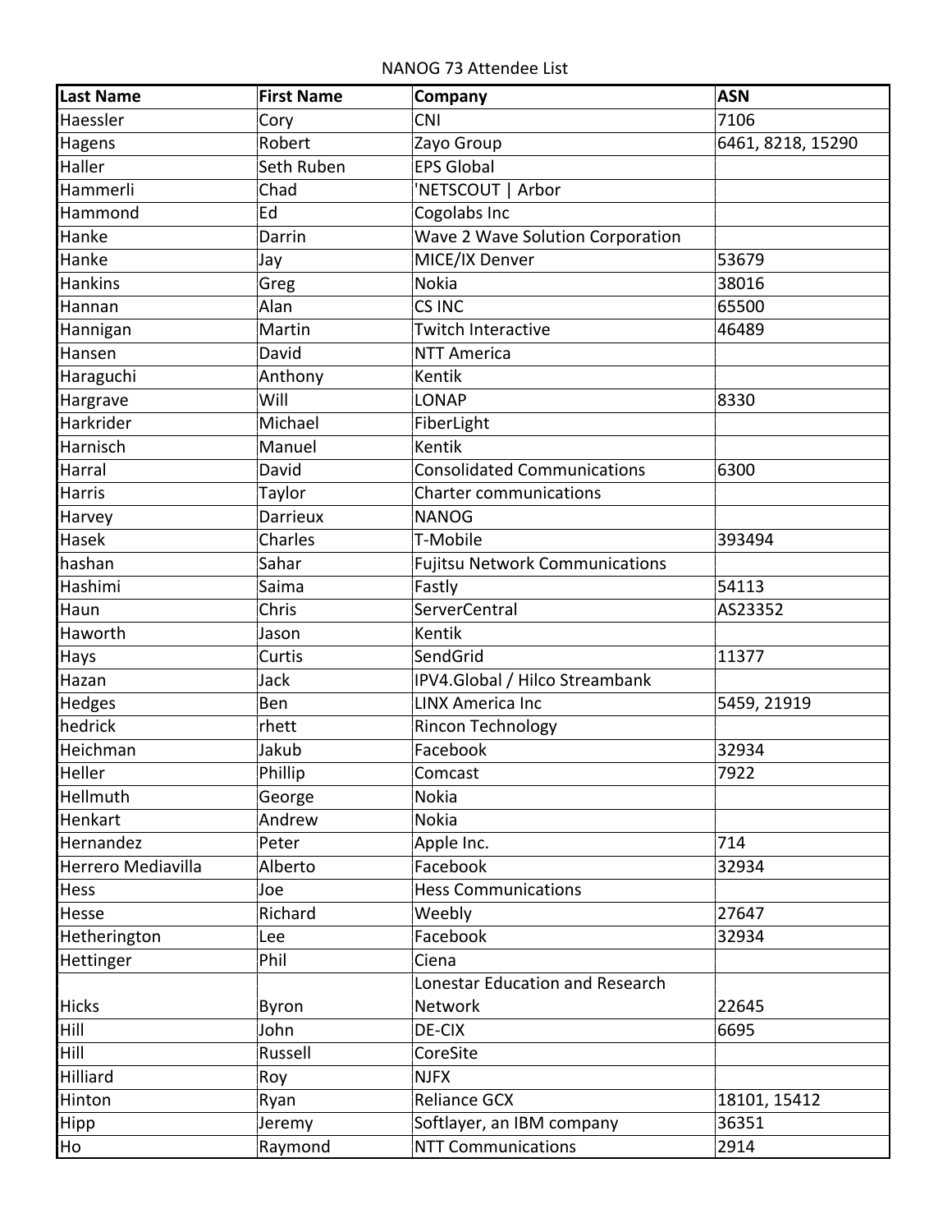NANOG 73 Attendee List

| Last Name | First Name | Company | ASN |
|---|---|---|---|
| Haessler | Cory | CNI | 7106 |
| Hagens | Robert | Zayo Group | 6461, 8218, 15290 |
| Haller | Seth Ruben | EPS Global | |
| Hammerli | Chad | 'NETSCOUT \| Arbor | |
| Hammond | Ed | Cogolabs Inc | |
| Hanke | Darrin | Wave 2 Wave Solution Corporation | |
| Hanke | Jay | MICE/IX Denver | 53679 |
| Hankins | Greg | Nokia | 38016 |
| Hannan | Alan | CS INC | 65500 |
| Hannigan | Martin | Twitch Interactive | 46489 |
| Hansen | David | NTT America | |
| Haraguchi | Anthony | Kentik | |
| Hargrave | Will | LONAP | 8330 |
| Harkrider | Michael | FiberLight | |
| Harnisch | Manuel | Kentik | |
| Harral | David | Consolidated Communications | 6300 |
| Harris | Taylor | Charter communications | |
| Harvey | Darrieux | NANOG | |
| Hasek | Charles | T-Mobile | 393494 |
| hashan | Sahar | Fujitsu Network Communications | |
| Hashimi | Saima | Fastly | 54113 |
| Haun | Chris | ServerCentral | AS23352 |
| Haworth | Jason | Kentik | |
| Hays | Curtis | SendGrid | 11377 |
| Hazan | Jack | IPV4.Global / Hilco Streambank | |
| Hedges | Ben | LINX America Inc | 5459, 21919 |
| hedrick | rhett | Rincon Technology | |
| Heichman | Jakub | Facebook | 32934 |
| Heller | Phillip | Comcast | 7922 |
| Hellmuth | George | Nokia | |
| Henkart | Andrew | Nokia | |
| Hernandez | Peter | Apple Inc. | 714 |
| Herrero Mediavilla | Alberto | Facebook | 32934 |
| Hess | Joe | Hess Communications | |
| Hesse | Richard | Weebly | 27647 |
| Hetherington | Lee | Facebook | 32934 |
| Hettinger | Phil | Ciena | |
| Hicks | Byron | Lonestar Education and Research Network | 22645 |
| Hill | John | DE-CIX | 6695 |
| Hill | Russell | CoreSite | |
| Hilliard | Roy | NJFX | |
| Hinton | Ryan | Reliance GCX | 18101, 15412 |
| Hipp | Jeremy | Softlayer, an IBM company | 36351 |
| Ho | Raymond | NTT Communications | 2914 |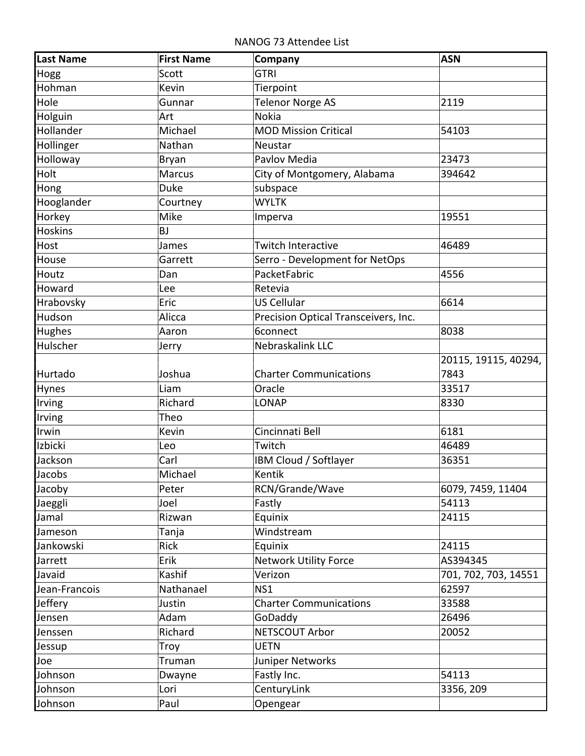NANOG 73 Attendee List

| Last Name | First Name | Company | ASN |
| --- | --- | --- | --- |
| Hogg | Scott | GTRI | |
| Hohman | Kevin | Tierpoint | |
| Hole | Gunnar | Telenor Norge AS | 2119 |
| Holguin | Art | Nokia | |
| Hollander | Michael | MOD Mission Critical | 54103 |
| Hollinger | Nathan | Neustar | |
| Holloway | Bryan | Pavlov Media | 23473 |
| Holt | Marcus | City of Montgomery, Alabama | 394642 |
| Hong | Duke | subspace | |
| Hooglander | Courtney | WYLTK | |
| Horkey | Mike | Imperva | 19551 |
| Hoskins | BJ | | |
| Host | James | Twitch Interactive | 46489 |
| House | Garrett | Serro - Development for NetOps | |
| Houtz | Dan | PacketFabric | 4556 |
| Howard | Lee | Retevia | |
| Hrabovsky | Eric | US Cellular | 6614 |
| Hudson | Alicca | Precision Optical Transceivers, Inc. | |
| Hughes | Aaron | 6connect | 8038 |
| Hulscher | Jerry | Nebraskalink LLC | |
| Hurtado | Joshua | Charter Communications | 20115, 19115, 40294, 7843 |
| Hynes | Liam | Oracle | 33517 |
| Irving | Richard | LONAP | 8330 |
| Irving | Theo | | |
| Irwin | Kevin | Cincinnati Bell | 6181 |
| Izbicki | Leo | Twitch | 46489 |
| Jackson | Carl | IBM Cloud / Softlayer | 36351 |
| Jacobs | Michael | Kentik | |
| Jacoby | Peter | RCN/Grande/Wave | 6079, 7459, 11404 |
| Jaeggli | Joel | Fastly | 54113 |
| Jamal | Rizwan | Equinix | 24115 |
| Jameson | Tanja | Windstream | |
| Jankowski | Rick | Equinix | 24115 |
| Jarrett | Erik | Network Utility Force | AS394345 |
| Javaid | Kashif | Verizon | 701, 702, 703, 14551 |
| Jean-Francois | Nathanael | NS1 | 62597 |
| Jeffery | Justin | Charter Communications | 33588 |
| Jensen | Adam | GoDaddy | 26496 |
| Jenssen | Richard | NETSCOUT Arbor | 20052 |
| Jessup | Troy | UETN | |
| Joe | Truman | Juniper Networks | |
| Johnson | Dwayne | Fastly Inc. | 54113 |
| Johnson | Lori | CenturyLink | 3356, 209 |
| Johnson | Paul | Opengear | |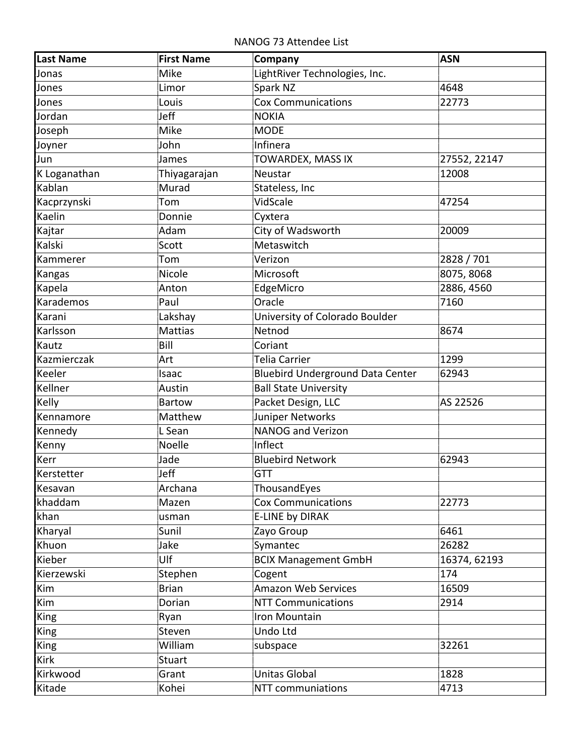NANOG 73 Attendee List

| Last Name | First Name | Company | ASN |
| --- | --- | --- | --- |
| Jonas | Mike | LightRiver Technologies, Inc. | |
| Jones | Limor | Spark NZ | 4648 |
| Jones | Louis | Cox Communications | 22773 |
| Jordan | Jeff | NOKIA | |
| Joseph | Mike | MODE | |
| Joyner | John | Infinera | |
| Jun | James | TOWARDEX, MASS IX | 27552, 22147 |
| K Loganathan | Thiyagarajan | Neustar | 12008 |
| Kablan | Murad | Stateless, Inc | |
| Kacprzynski | Tom | VidScale | 47254 |
| Kaelin | Donnie | Cyxtera | |
| Kajtar | Adam | City of Wadsworth | 20009 |
| Kalski | Scott | Metaswitch | |
| Kammerer | Tom | Verizon | 2828 / 701 |
| Kangas | Nicole | Microsoft | 8075, 8068 |
| Kapela | Anton | EdgeMicro | 2886, 4560 |
| Karademos | Paul | Oracle | 7160 |
| Karani | Lakshay | University of Colorado Boulder | |
| Karlsson | Mattias | Netnod | 8674 |
| Kautz | Bill | Coriant | |
| Kazmierczak | Art | Telia Carrier | 1299 |
| Keeler | Isaac | Bluebird Underground Data Center | 62943 |
| Kellner | Austin | Ball State University | |
| Kelly | Bartow | Packet Design, LLC | AS 22526 |
| Kennamore | Matthew | Juniper Networks | |
| Kennedy | L Sean | NANOG and Verizon | |
| Kenny | Noelle | Inflect | |
| Kerr | Jade | Bluebird Network | 62943 |
| Kerstetter | Jeff | GTT | |
| Kesavan | Archana | ThousandEyes | |
| khaddam | Mazen | Cox Communications | 22773 |
| khan | usman | E-LINE by DIRAK | |
| Kharyal | Sunil | Zayo Group | 6461 |
| Khuon | Jake | Symantec | 26282 |
| Kieber | Ulf | BCIX Management GmbH | 16374, 62193 |
| Kierzewski | Stephen | Cogent | 174 |
| Kim | Brian | Amazon Web Services | 16509 |
| Kim | Dorian | NTT Communications | 2914 |
| King | Ryan | Iron Mountain | |
| King | Steven | Undo Ltd | |
| King | William | subspace | 32261 |
| Kirk | Stuart | | |
| Kirkwood | Grant | Unitas Global | 1828 |
| Kitade | Kohei | NTT communiations | 4713 |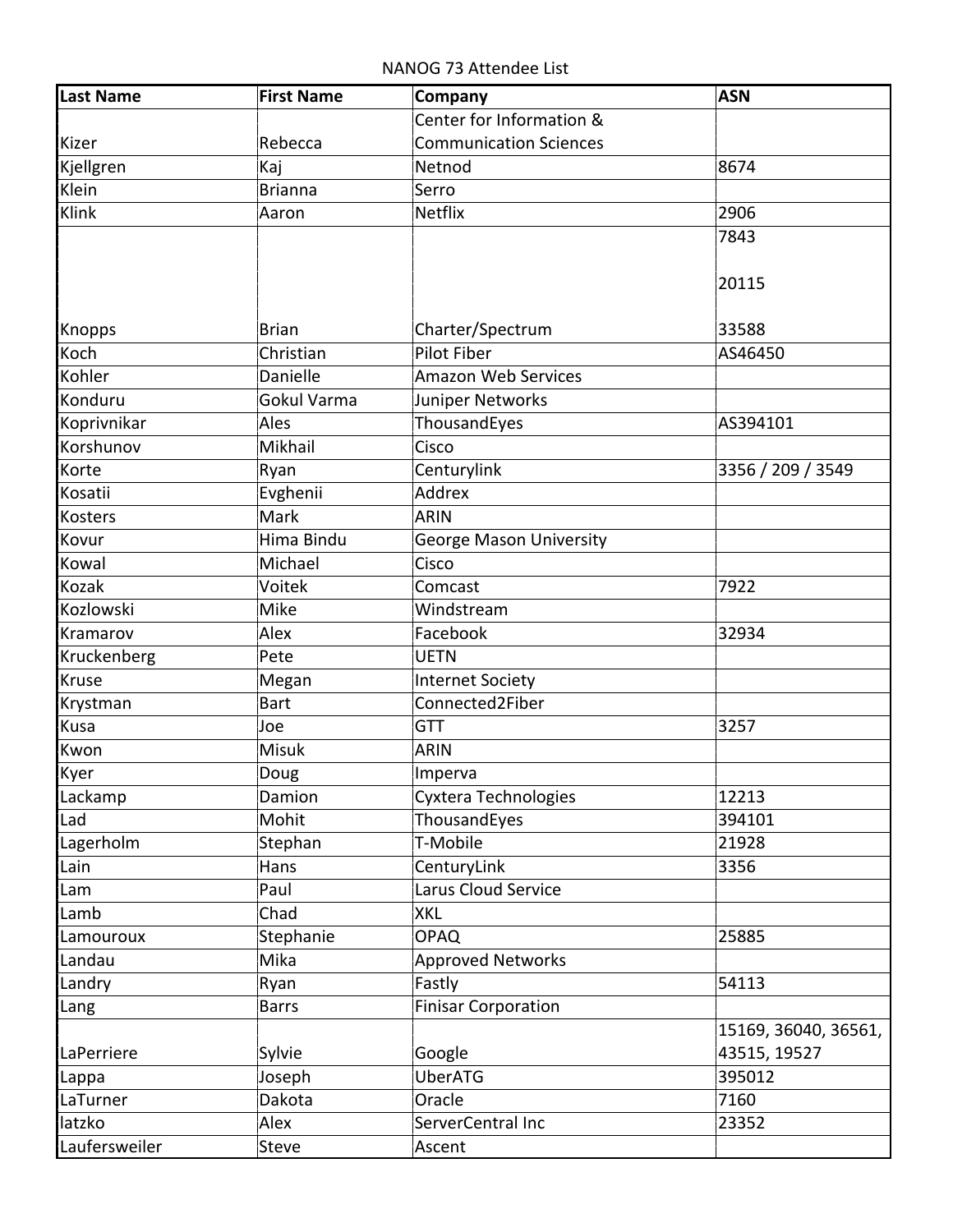NANOG 73 Attendee List

| Last Name | First Name | Company | ASN |
|---|---|---|---|
| Kizer | Rebecca | Center for Information & Communication Sciences | |
| Kjellgren | Kaj | Netnod | 8674 |
| Klein | Brianna | Serro | |
| Klink | Aaron | Netflix | 2906 |
| Knopps | Brian | Charter/Spectrum | 7843<br><br>20115<br><br>33588 |
| Koch | Christian | Pilot Fiber | AS46450 |
| Kohler | Danielle | Amazon Web Services | |
| Konduru | Gokul Varma | Juniper Networks | |
| Koprivnikar | Ales | ThousandEyes | AS394101 |
| Korshunov | Mikhail | Cisco | |
| Korte | Ryan | Centurylink | 3356 / 209 / 3549 |
| Kosatii | Evghenii | Addrex | |
| Kosters | Mark | ARIN | |
| Kovur | Hima Bindu | George Mason University | |
| Kowal | Michael | Cisco | |
| Kozak | Voitek | Comcast | 7922 |
| Kozlowski | Mike | Windstream | |
| Kramarov | Alex | Facebook | 32934 |
| Kruckenberg | Pete | UETN | |
| Kruse | Megan | Internet Society | |
| Krystman | Bart | Connected2Fiber | |
| Kusa | Joe | GTT | 3257 |
| Kwon | Misuk | ARIN | |
| Kyer | Doug | Imperva | |
| Lackamp | Damion | Cyxtera Technologies | 12213 |
| Lad | Mohit | ThousandEyes | 394101 |
| Lagerholm | Stephan | T-Mobile | 21928 |
| Lain | Hans | CenturyLink | 3356 |
| Lam | Paul | Larus Cloud Service | |
| Lamb | Chad | XKL | |
| Lamouroux | Stephanie | OPAQ | 25885 |
| Landau | Mika | Approved Networks | |
| Landry | Ryan | Fastly | 54113 |
| Lang | Barrs | Finisar Corporation | |
| LaPerriere | Sylvie | Google | 15169, 36040, 36561, 43515, 19527 |
| Lappa | Joseph | UberATG | 395012 |
| LaTurner | Dakota | Oracle | 7160 |
| latzko | Alex | ServerCentral Inc | 23352 |
| Laufersweiler | Steve | Ascent | |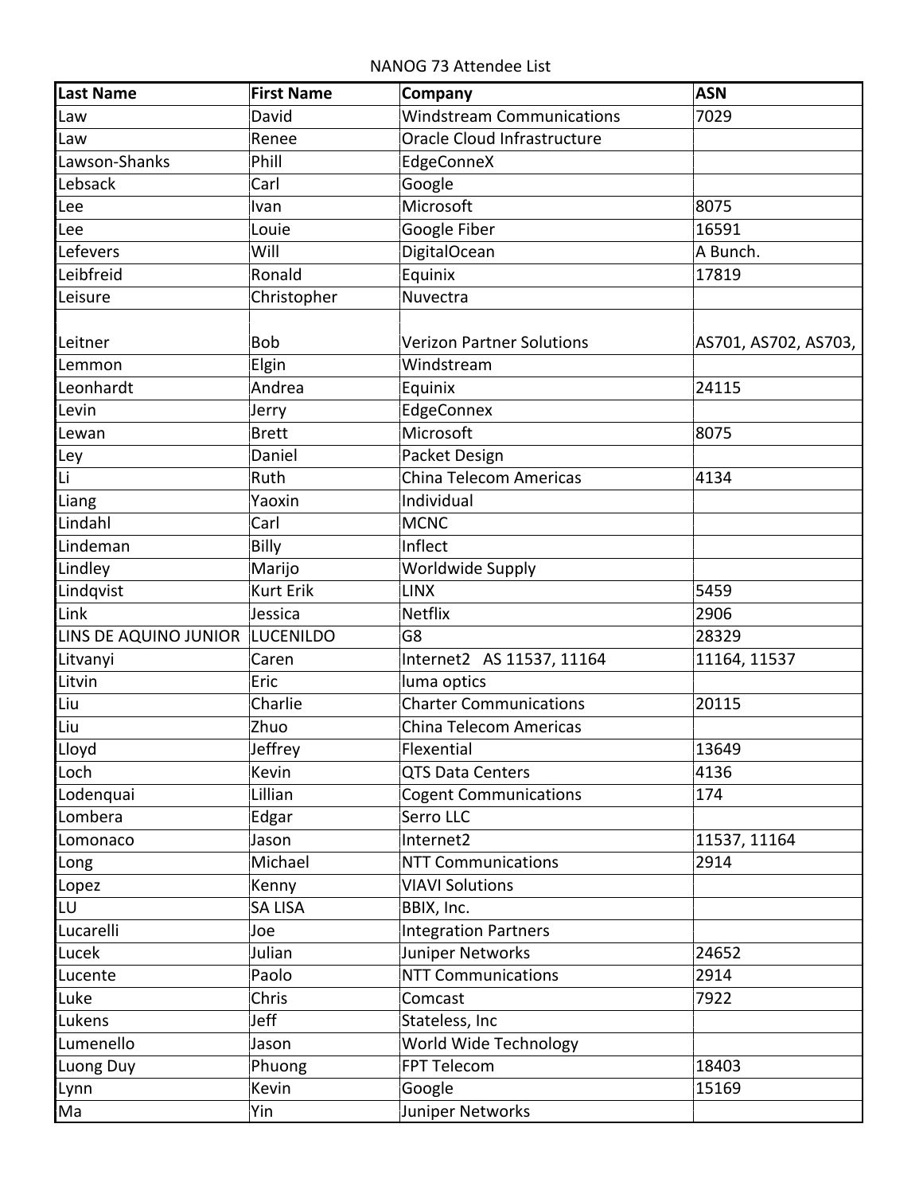NANOG 73 Attendee List

| Last Name | First Name | Company | ASN |
|---|---|---|---|
| Law | David | Windstream Communications | 7029 |
| Law | Renee | Oracle Cloud Infrastructure | |
| Lawson-Shanks | Phill | EdgeConneX | |
| Lebsack | Carl | Google | |
| Lee | Ivan | Microsoft | 8075 |
| Lee | Louie | Google Fiber | 16591 |
| Lefevers | Will | DigitalOcean | A Bunch. |
| Leibfreid | Ronald | Equinix | 17819 |
| Leisure | Christopher | Nuvectra | |
| Leitner | Bob | Verizon Partner Solutions | AS701, AS702, AS703, |
| Lemmon | Elgin | Windstream | |
| Leonhardt | Andrea | Equinix | 24115 |
| Levin | Jerry | EdgeConnex | |
| Lewan | Brett | Microsoft | 8075 |
| Ley | Daniel | Packet Design | |
| Li | Ruth | China Telecom Americas | 4134 |
| Liang | Yaoxin | Individual | |
| Lindahl | Carl | MCNC | |
| Lindeman | Billy | Inflect | |
| Lindley | Marijo | Worldwide Supply | |
| Lindqvist | Kurt Erik | LINX | 5459 |
| Link | Jessica | Netflix | 2906 |
| LINS DE AQUINO JUNIOR | LUCENILDO | G8 | 28329 |
| Litvanyi | Caren | Internet2 AS 11537, 11164 | 11164, 11537 |
| Litvin | Eric | luma optics | |
| Liu | Charlie | Charter Communications | 20115 |
| Liu | Zhuo | China Telecom Americas | |
| Lloyd | Jeffrey | Flexential | 13649 |
| Loch | Kevin | QTS Data Centers | 4136 |
| Lodenquai | Lillian | Cogent Communications | 174 |
| Lombera | Edgar | Serro LLC | |
| Lomonaco | Jason | Internet2 | 11537, 11164 |
| Long | Michael | NTT Communications | 2914 |
| Lopez | Kenny | VIAVI Solutions | |
| LU | SA LISA | BBIX, Inc. | |
| Lucarelli | Joe | Integration Partners | |
| Lucek | Julian | Juniper Networks | 24652 |
| Lucente | Paolo | NTT Communications | 2914 |
| Luke | Chris | Comcast | 7922 |
| Lukens | Jeff | Stateless, Inc | |
| Lumenello | Jason | World Wide Technology | |
| Luong Duy | Phuong | FPT Telecom | 18403 |
| Lynn | Kevin | Google | 15169 |
| Ma | Yin | Juniper Networks | |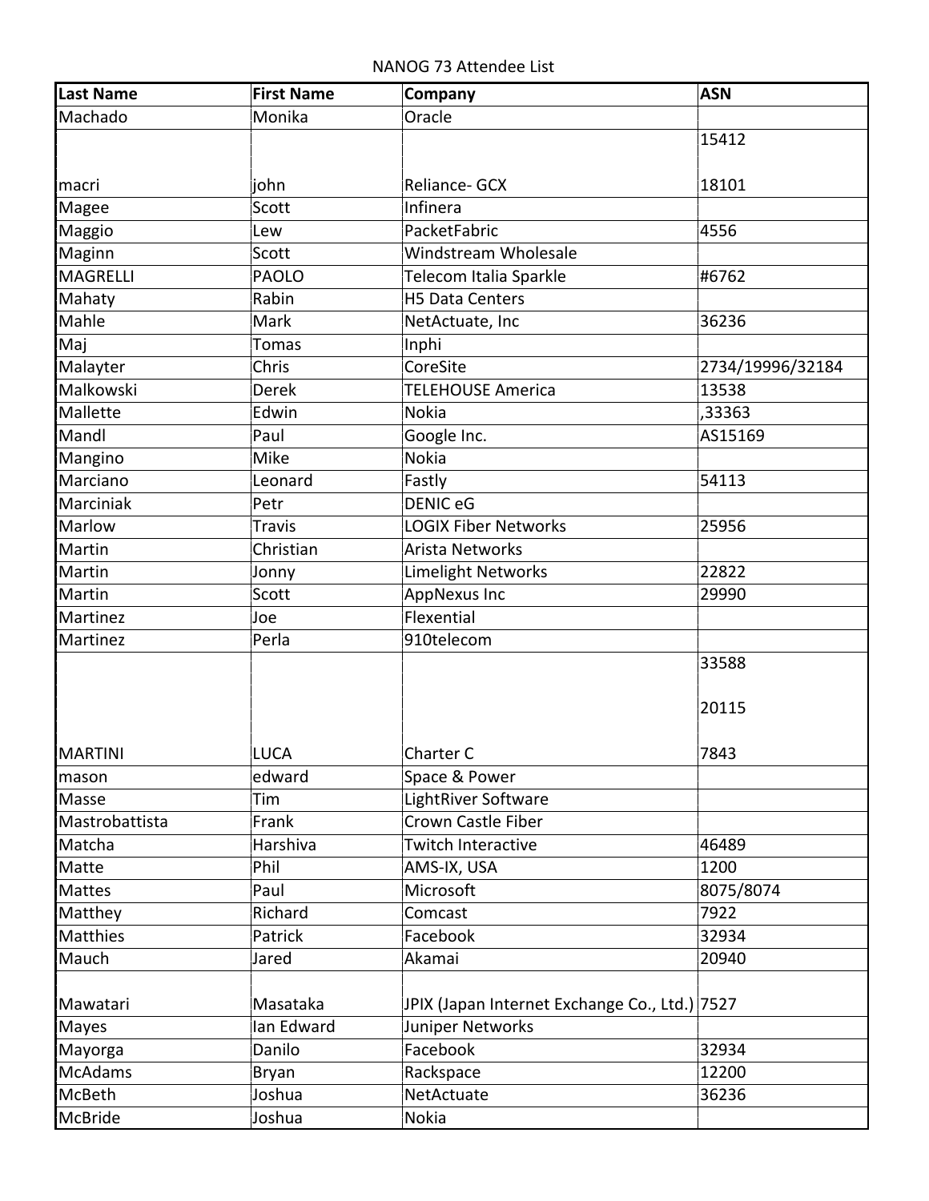NANOG 73 Attendee List

| Last Name | First Name | Company | ASN |
| --- | --- | --- | --- |
| Machado | Monika | Oracle | |
| macri | john | Reliance- GCX | 15412 18101 |
| Magee | Scott | Infinera | |
| Maggio | Lew | PacketFabric | 4556 |
| Maginn | Scott | Windstream Wholesale | |
| MAGRELLI | PAOLO | Telecom Italia Sparkle | #6762 |
| Mahaty | Rabin | H5 Data Centers | |
| Mahle | Mark | NetActuate, Inc | 36236 |
| Maj | Tomas | Inphi | |
| Malayter | Chris | CoreSite | 2734/19996/32184 |
| Malkowski | Derek | TELEHOUSE America | 13538 |
| Mallette | Edwin | Nokia | ,33363 |
| Mandl | Paul | Google Inc. | AS15169 |
| Mangino | Mike | Nokia | |
| Marciano | Leonard | Fastly | 54113 |
| Marciniak | Petr | DENIC eG | |
| Marlow | Travis | LOGIX Fiber Networks | 25956 |
| Martin | Christian | Arista Networks | |
| Martin | Jonny | Limelight Networks | 22822 |
| Martin | Scott | AppNexus Inc | 29990 |
| Martinez | Joe | Flexential | |
| Martinez | Perla | 910telecom | |
| MARTINI | LUCA | Charter C | 33588 20115 7843 |
| mason | edward | Space & Power | |
| Masse | Tim | LightRiver Software | |
| Mastrobattista | Frank | Crown Castle Fiber | |
| Matcha | Harshiva | Twitch Interactive | 46489 |
| Matte | Phil | AMS-IX, USA | 1200 |
| Mattes | Paul | Microsoft | 8075/8074 |
| Matthey | Richard | Comcast | 7922 |
| Matthies | Patrick | Facebook | 32934 |
| Mauch | Jared | Akamai | 20940 |
| Mawatari | Masataka | JPIX (Japan Internet Exchange Co., Ltd.) | 7527 |
| Mayes | Ian Edward | Juniper Networks | |
| Mayorga | Danilo | Facebook | 32934 |
| McAdams | Bryan | Rackspace | 12200 |
| McBeth | Joshua | NetActuate | 36236 |
| McBride | Joshua | Nokia | |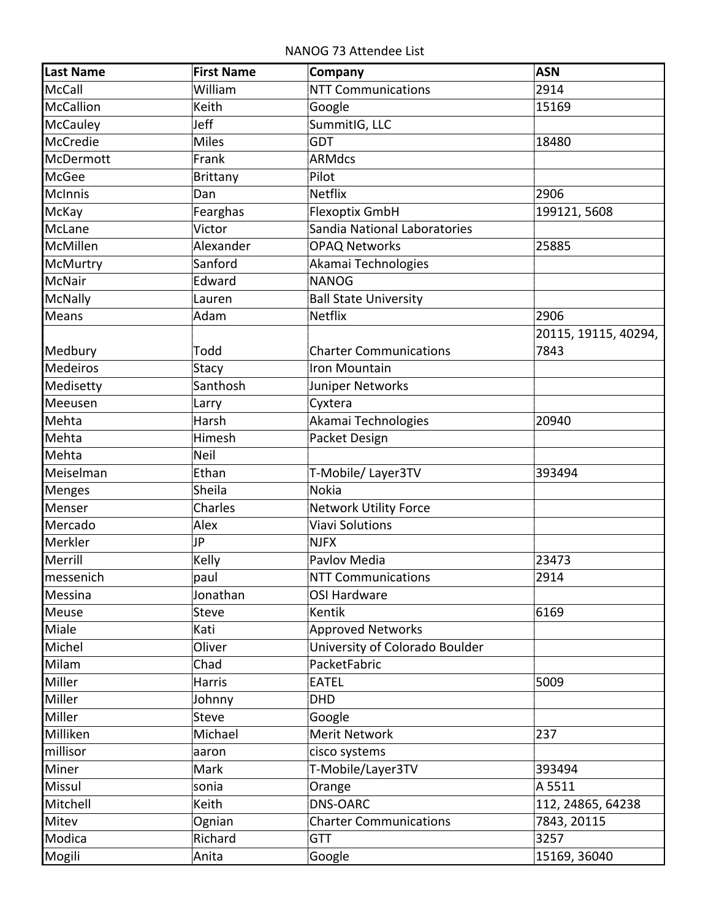NANOG 73 Attendee List

| Last Name | First Name | Company | ASN |
| --- | --- | --- | --- |
| McCall | William | NTT Communications | 2914 |
| McCallion | Keith | Google | 15169 |
| McCauley | Jeff | SummitIG, LLC | |
| McCredie | Miles | GDT | 18480 |
| McDermott | Frank | ARMdcs | |
| McGee | Brittany | Pilot | |
| McInnis | Dan | Netflix | 2906 |
| McKay | Fearghas | Flexoptix GmbH | 199121, 5608 |
| McLane | Victor | Sandia National Laboratories | |
| McMillen | Alexander | OPAQ Networks | 25885 |
| McMurtry | Sanford | Akamai Technologies | |
| McNair | Edward | NANOG | |
| McNally | Lauren | Ball State University | |
| Means | Adam | Netflix | 2906 |
| Medbury | Todd | Charter Communications | 20115, 19115, 40294, 7843 |
| Medeiros | Stacy | Iron Mountain | |
| Medisetty | Santhosh | Juniper Networks | |
| Meeusen | Larry | Cyxtera | |
| Mehta | Harsh | Akamai Technologies | 20940 |
| Mehta | Himesh | Packet Design | |
| Mehta | Neil | | |
| Meiselman | Ethan | T-Mobile/ Layer3TV | 393494 |
| Menges | Sheila | Nokia | |
| Menser | Charles | Network Utility Force | |
| Mercado | Alex | Viavi Solutions | |
| Merkler | JP | NJFX | |
| Merrill | Kelly | Pavlov Media | 23473 |
| messenich | paul | NTT Communications | 2914 |
| Messina | Jonathan | OSI Hardware | |
| Meuse | Steve | Kentik | 6169 |
| Miale | Kati | Approved Networks | |
| Michel | Oliver | University of Colorado Boulder | |
| Milam | Chad | PacketFabric | |
| Miller | Harris | EATEL | 5009 |
| Miller | Johnny | DHD | |
| Miller | Steve | Google | |
| Milliken | Michael | Merit Network | 237 |
| millisor | aaron | cisco systems | |
| Miner | Mark | T-Mobile/Layer3TV | 393494 |
| Missul | sonia | Orange | A 5511 |
| Mitchell | Keith | DNS-OARC | 112, 24865, 64238 |
| Mitev | Ognian | Charter Communications | 7843, 20115 |
| Modica | Richard | GTT | 3257 |
| Mogili | Anita | Google | 15169, 36040 |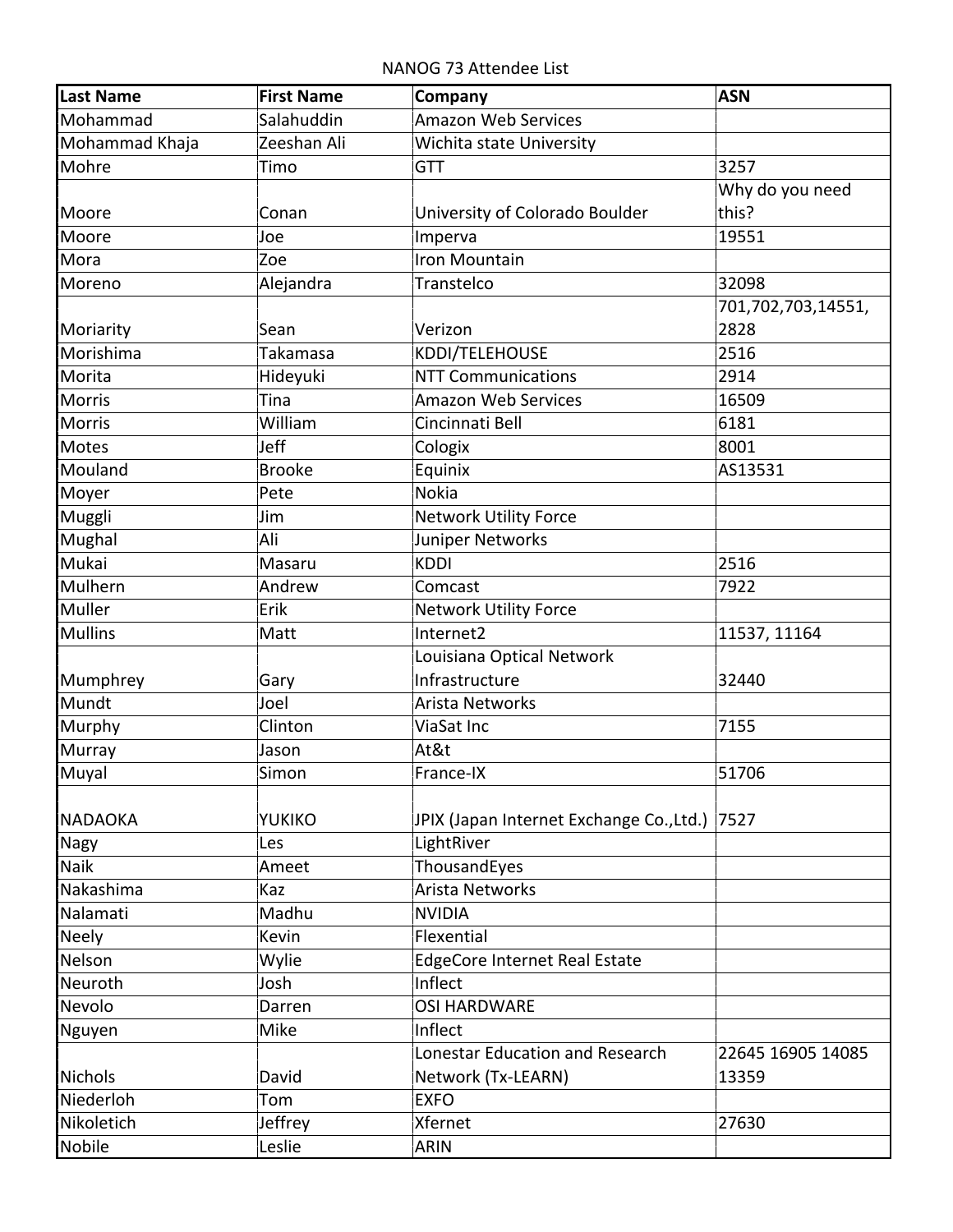NANOG 73 Attendee List

| Last Name | First Name | Company | ASN |
|---|---|---|---|
| Mohammad | Salahuddin | Amazon Web Services | |
| Mohammad Khaja | Zeeshan Ali | Wichita state University | |
| Mohre | Timo | GTT | 3257 |
| Moore | Conan | University of Colorado Boulder | Why do you need this? |
| Moore | Joe | Imperva | 19551 |
| Mora | Zoe | Iron Mountain | |
| Moreno | Alejandra | Transtelco | 32098 |
| Moriarity | Sean | Verizon | 701,702,703,14551, 2828 |
| Morishima | Takamasa | KDDI/TELEHOUSE | 2516 |
| Morita | Hideyuki | NTT Communications | 2914 |
| Morris | Tina | Amazon Web Services | 16509 |
| Morris | William | Cincinnati Bell | 6181 |
| Motes | Jeff | Cologix | 8001 |
| Mouland | Brooke | Equinix | AS13531 |
| Moyer | Pete | Nokia | |
| Muggli | Jim | Network Utility Force | |
| Mughal | Ali | Juniper Networks | |
| Mukai | Masaru | KDDI | 2516 |
| Mulhern | Andrew | Comcast | 7922 |
| Muller | Erik | Network Utility Force | |
| Mullins | Matt | Internet2 | 11537, 11164 |
| Mumphrey | Gary | Louisiana Optical Network Infrastructure | 32440 |
| Mundt | Joel | Arista Networks | |
| Murphy | Clinton | ViaSat Inc | 7155 |
| Murray | Jason | At&t | |
| Muyal | Simon | France-IX | 51706 |
| NADAOKA | YUKIKO | JPIX (Japan Internet Exchange Co.,Ltd.) | 7527 |
| Nagy | Les | LightRiver | |
| Naik | Ameet | ThousandEyes | |
| Nakashima | Kaz | Arista Networks | |
| Nalamati | Madhu | NVIDIA | |
| Neely | Kevin | Flexential | |
| Nelson | Wylie | EdgeCore Internet Real Estate | |
| Neuroth | Josh | Inflect | |
| Nevolo | Darren | OSI HARDWARE | |
| Nguyen | Mike | Inflect | |
| Nichols | David | Lonestar Education and Research Network (Tx-LEARN) | 22645 16905 14085 13359 |
| Niederloh | Tom | EXFO | |
| Nikoletich | Jeffrey | Xfernet | 27630 |
| Nobile | Leslie | ARIN | |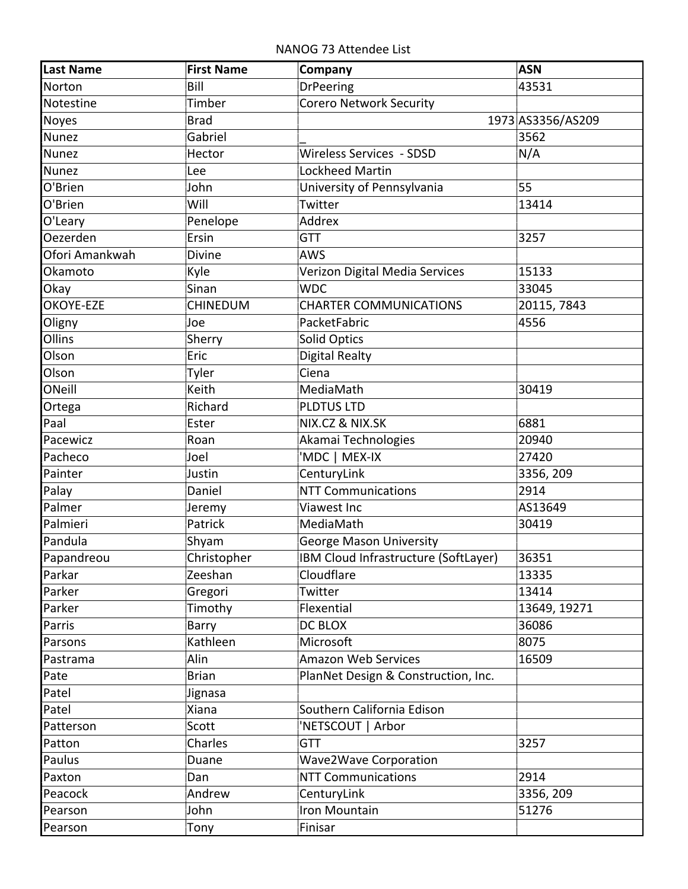NANOG 73 Attendee List

| Last Name | First Name | Company | ASN |
|---|---|---|---|
| Norton | Bill | DrPeering | 43531 |
| Notestine | Timber | Corero Network Security | |
| Noyes | Brad | 1973 | AS3356/AS209 |
| Nunez | Gabriel | _ | 3562 |
| Nunez | Hector | Wireless Services - SDSD | N/A |
| Nunez | Lee | Lockheed Martin | |
| O'Brien | John | University of Pennsylvania | 55 |
| O'Brien | Will | Twitter | 13414 |
| O'Leary | Penelope | Addrex | |
| Oezerden | Ersin | GTT | 3257 |
| Ofori Amankwah | Divine | AWS | |
| Okamoto | Kyle | Verizon Digital Media Services | 15133 |
| Okay | Sinan | WDC | 33045 |
| OKOYE-EZE | CHINEDUM | CHARTER COMMUNICATIONS | 20115, 7843 |
| Oligny | Joe | PacketFabric | 4556 |
| Ollins | Sherry | Solid Optics | |
| Olson | Eric | Digital Realty | |
| Olson | Tyler | Ciena | |
| ONeill | Keith | MediaMath | 30419 |
| Ortega | Richard | PLDTUS LTD | |
| Paal | Ester | NIX.CZ & NIX.SK | 6881 |
| Pacewicz | Roan | Akamai Technologies | 20940 |
| Pacheco | Joel | 'MDC \| MEX-IX | 27420 |
| Painter | Justin | CenturyLink | 3356, 209 |
| Palay | Daniel | NTT Communications | 2914 |
| Palmer | Jeremy | Viawest Inc | AS13649 |
| Palmieri | Patrick | MediaMath | 30419 |
| Pandula | Shyam | George Mason University | |
| Papandreou | Christopher | IBM Cloud Infrastructure (SoftLayer) | 36351 |
| Parkar | Zeeshan | Cloudflare | 13335 |
| Parker | Gregori | Twitter | 13414 |
| Parker | Timothy | Flexential | 13649, 19271 |
| Parris | Barry | DC BLOX | 36086 |
| Parsons | Kathleen | Microsoft | 8075 |
| Pastrama | Alin | Amazon Web Services | 16509 |
| Pate | Brian | PlanNet Design & Construction, Inc. | |
| Patel | Jignasa | | |
| Patel | Xiana | Southern California Edison | |
| Patterson | Scott | 'NETSCOUT \| Arbor | |
| Patton | Charles | GTT | 3257 |
| Paulus | Duane | Wave2Wave Corporation | |
| Paxton | Dan | NTT Communications | 2914 |
| Peacock | Andrew | CenturyLink | 3356, 209 |
| Pearson | John | Iron Mountain | 51276 |
| Pearson | Tony | Finisar | |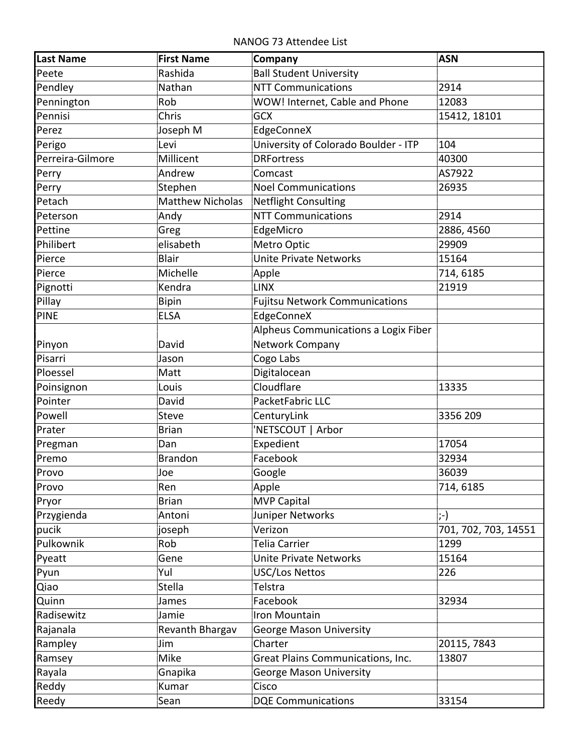NANOG 73 Attendee List

| Last Name | First Name | Company | ASN |
|---|---|---|---|
| Peete | Rashida | Ball Student University | |
| Pendley | Nathan | NTT Communications | 2914 |
| Pennington | Rob | WOW! Internet, Cable and Phone | 12083 |
| Pennisi | Chris | GCX | 15412, 18101 |
| Perez | Joseph M | EdgeConneX | |
| Perigo | Levi | University of Colorado Boulder - ITP | 104 |
| Perreira-Gilmore | Millicent | DRFortress | 40300 |
| Perry | Andrew | Comcast | AS7922 |
| Perry | Stephen | Noel Communications | 26935 |
| Petach | Matthew Nicholas | Netflight Consulting | |
| Peterson | Andy | NTT Communications | 2914 |
| Pettine | Greg | EdgeMicro | 2886, 4560 |
| Philibert | elisabeth | Metro Optic | 29909 |
| Pierce | Blair | Unite Private Networks | 15164 |
| Pierce | Michelle | Apple | 714, 6185 |
| Pignotti | Kendra | LINX | 21919 |
| Pillay | Bipin | Fujitsu Network Communications | |
| PINE | ELSA | EdgeConneX | |
| Pinyon | David | Alpheus Communications a Logix Fiber Network Company | |
| Pisarri | Jason | Cogo Labs | |
| Ploessel | Matt | Digitalocean | |
| Poinsignon | Louis | Cloudflare | 13335 |
| Pointer | David | PacketFabric LLC | |
| Powell | Steve | CenturyLink | 3356 209 |
| Prater | Brian | 'NETSCOUT \| Arbor | |
| Pregman | Dan | Expedient | 17054 |
| Premo | Brandon | Facebook | 32934 |
| Provo | Joe | Google | 36039 |
| Provo | Ren | Apple | 714, 6185 |
| Pryor | Brian | MVP Capital | |
| Przygienda | Antoni | Juniper Networks | ;-) |
| pucik | joseph | Verizon | 701, 702, 703, 14551 |
| Pulkownik | Rob | Telia Carrier | 1299 |
| Pyeatt | Gene | Unite Private Networks | 15164 |
| Pyun | Yul | USC/Los Nettos | 226 |
| Qiao | Stella | Telstra | |
| Quinn | James | Facebook | 32934 |
| Radisewitz | Jamie | Iron Mountain | |
| Rajanala | Revanth Bhargav | George Mason University | |
| Rampley | Jim | Charter | 20115, 7843 |
| Ramsey | Mike | Great Plains Communications, Inc. | 13807 |
| Rayala | Gnapika | George Mason University | |
| Reddy | Kumar | Cisco | |
| Reedy | Sean | DQE Communications | 33154 |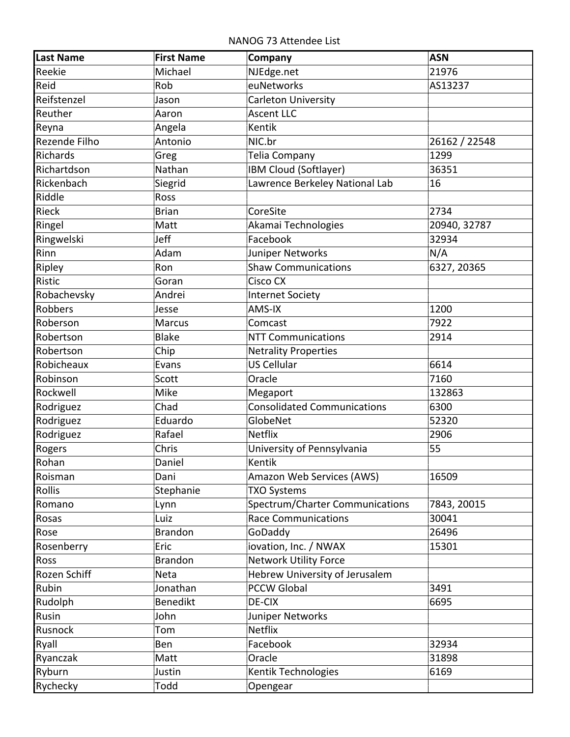NANOG 73 Attendee List

| Last Name | First Name | Company | ASN |
|---|---|---|---|
| Reekie | Michael | NJEdge.net | 21976 |
| Reid | Rob | euNetworks | AS13237 |
| Reifstenzel | Jason | Carleton University | |
| Reuther | Aaron | Ascent LLC | |
| Reyna | Angela | Kentik | |
| Rezende Filho | Antonio | NIC.br | 26162 / 22548 |
| Richards | Greg | Telia Company | 1299 |
| Richartdson | Nathan | IBM Cloud (Softlayer) | 36351 |
| Rickenbach | Siegrid | Lawrence Berkeley National Lab | 16 |
| Riddle | Ross | | |
| Rieck | Brian | CoreSite | 2734 |
| Ringel | Matt | Akamai Technologies | 20940, 32787 |
| Ringwelski | Jeff | Facebook | 32934 |
| Rinn | Adam | Juniper Networks | N/A |
| Ripley | Ron | Shaw Communications | 6327, 20365 |
| Ristic | Goran | Cisco CX | |
| Robachevsky | Andrei | Internet Society | |
| Robbers | Jesse | AMS-IX | 1200 |
| Roberson | Marcus | Comcast | 7922 |
| Robertson | Blake | NTT Communications | 2914 |
| Robertson | Chip | Netrality Properties | |
| Robicheaux | Evans | US Cellular | 6614 |
| Robinson | Scott | Oracle | 7160 |
| Rockwell | Mike | Megaport | 132863 |
| Rodriguez | Chad | Consolidated Communications | 6300 |
| Rodriguez | Eduardo | GlobeNet | 52320 |
| Rodriguez | Rafael | Netflix | 2906 |
| Rogers | Chris | University of Pennsylvania | 55 |
| Rohan | Daniel | Kentik | |
| Roisman | Dani | Amazon Web Services (AWS) | 16509 |
| Rollis | Stephanie | TXO Systems | |
| Romano | Lynn | Spectrum/Charter Communications | 7843, 20015 |
| Rosas | Luiz | Race Communications | 30041 |
| Rose | Brandon | GoDaddy | 26496 |
| Rosenberry | Eric | iovation, Inc. / NWAX | 15301 |
| Ross | Brandon | Network Utility Force | |
| Rozen Schiff | Neta | Hebrew University of Jerusalem | |
| Rubin | Jonathan | PCCW Global | 3491 |
| Rudolph | Benedikt | DE-CIX | 6695 |
| Rusin | John | Juniper Networks | |
| Rusnock | Tom | Netflix | |
| Ryall | Ben | Facebook | 32934 |
| Ryanczak | Matt | Oracle | 31898 |
| Ryburn | Justin | Kentik Technologies | 6169 |
| Rychecky | Todd | Opengear | |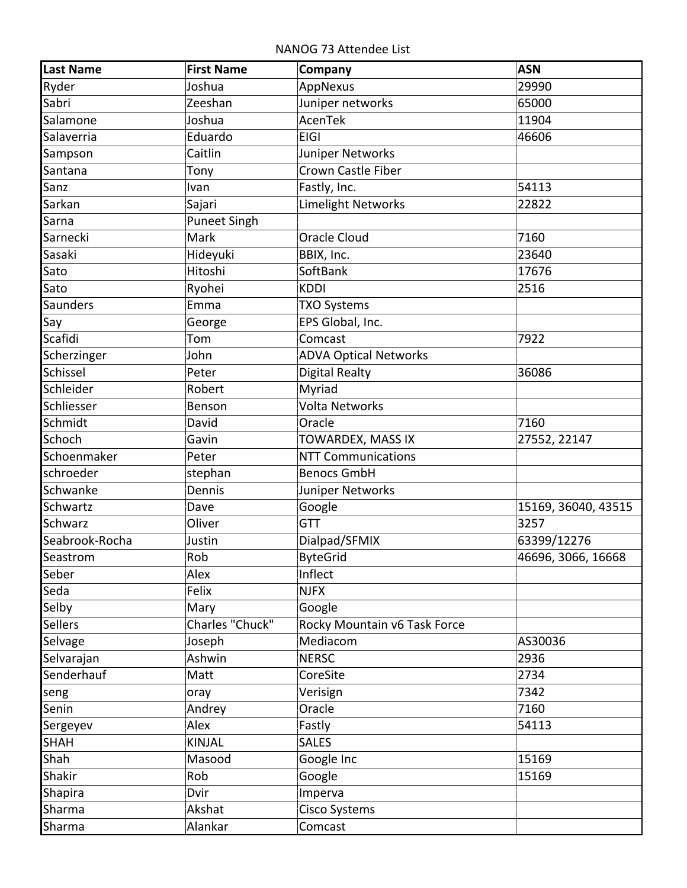NANOG 73 Attendee List

| Last Name | First Name | Company | ASN |
|---|---|---|---|
| Ryder | Joshua | AppNexus | 29990 |
| Sabri | Zeeshan | Juniper networks | 65000 |
| Salamone | Joshua | AcenTek | 11904 |
| Salaverria | Eduardo | EIGI | 46606 |
| Sampson | Caitlin | Juniper Networks | |
| Santana | Tony | Crown Castle Fiber | |
| Sanz | Ivan | Fastly, Inc. | 54113 |
| Sarkan | Sajari | Limelight Networks | 22822 |
| Sarna | Puneet Singh | | |
| Sarnecki | Mark | Oracle Cloud | 7160 |
| Sasaki | Hideyuki | BBIX, Inc. | 23640 |
| Sato | Hitoshi | SoftBank | 17676 |
| Sato | Ryohei | KDDI | 2516 |
| Saunders | Emma | TXO Systems | |
| Say | George | EPS Global, Inc. | |
| Scafidi | Tom | Comcast | 7922 |
| Scherzinger | John | ADVA Optical Networks | |
| Schissel | Peter | Digital Realty | 36086 |
| Schleider | Robert | Myriad | |
| Schliesser | Benson | Volta Networks | |
| Schmidt | David | Oracle | 7160 |
| Schoch | Gavin | TOWARDEX, MASS IX | 27552, 22147 |
| Schoenmaker | Peter | NTT Communications | |
| schroeder | stephan | Benocs GmbH | |
| Schwanke | Dennis | Juniper Networks | |
| Schwartz | Dave | Google | 15169, 36040, 43515 |
| Schwarz | Oliver | GTT | 3257 |
| Seabrook-Rocha | Justin | Dialpad/SFMIX | 63399/12276 |
| Seastrom | Rob | ByteGrid | 46696, 3066, 16668 |
| Seber | Alex | Inflect | |
| Seda | Felix | NJFX | |
| Selby | Mary | Google | |
| Sellers | Charles "Chuck" | Rocky Mountain v6 Task Force | |
| Selvage | Joseph | Mediacom | AS30036 |
| Selvarajan | Ashwin | NERSC | 2936 |
| Senderhauf | Matt | CoreSite | 2734 |
| seng | oray | Verisign | 7342 |
| Senin | Andrey | Oracle | 7160 |
| Sergeyev | Alex | Fastly | 54113 |
| SHAH | KINJAL | SALES | |
| Shah | Masood | Google Inc | 15169 |
| Shakir | Rob | Google | 15169 |
| Shapira | Dvir | Imperva | |
| Sharma | Akshat | Cisco Systems | |
| Sharma | Alankar | Comcast | |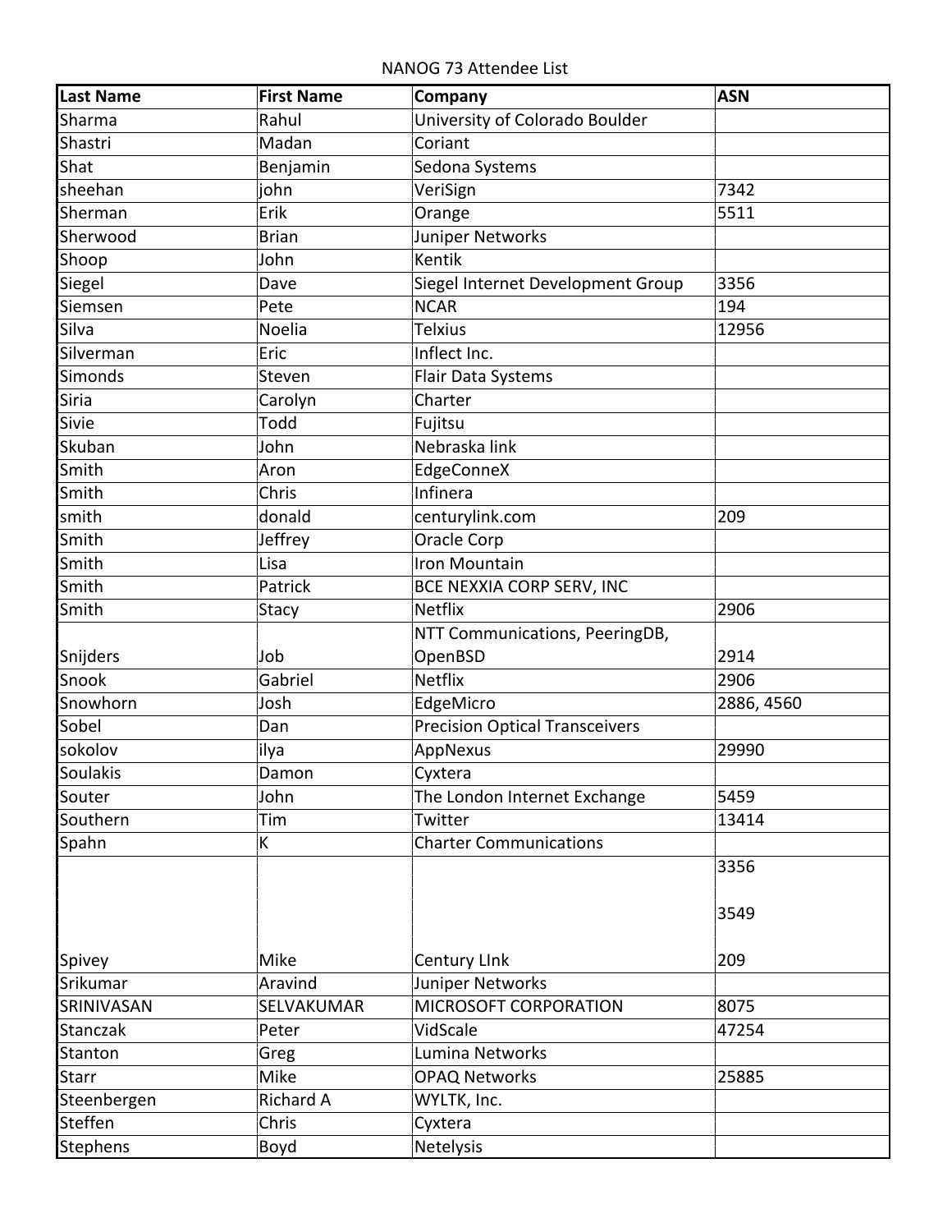NANOG 73 Attendee List

| Last Name | First Name | Company | ASN |
|---|---|---|---|
| Sharma | Rahul | University of Colorado Boulder | |
| Shastri | Madan | Coriant | |
| Shat | Benjamin | Sedona Systems | |
| sheehan | john | VeriSign | 7342 |
| Sherman | Erik | Orange | 5511 |
| Sherwood | Brian | Juniper Networks | |
| Shoop | John | Kentik | |
| Siegel | Dave | Siegel Internet Development Group | 3356 |
| Siemsen | Pete | NCAR | 194 |
| Silva | Noelia | Telxius | 12956 |
| Silverman | Eric | Inflect Inc. | |
| Simonds | Steven | Flair Data Systems | |
| Siria | Carolyn | Charter | |
| Sivie | Todd | Fujitsu | |
| Skuban | John | Nebraska link | |
| Smith | Aron | EdgeConneX | |
| Smith | Chris | Infinera | |
| smith | donald | centurylink.com | 209 |
| Smith | Jeffrey | Oracle Corp | |
| Smith | Lisa | Iron Mountain | |
| Smith | Patrick | BCE NEXXIA CORP SERV, INC | |
| Smith | Stacy | Netflix | 2906 |
| Snijders | Job | NTT Communications, PeeringDB, OpenBSD | 2914 |
| Snook | Gabriel | Netflix | 2906 |
| Snowhorn | Josh | EdgeMicro | 2886, 4560 |
| Sobel | Dan | Precision Optical Transceivers | |
| sokolov | ilya | AppNexus | 29990 |
| Soulakis | Damon | Cyxtera | |
| Souter | John | The London Internet Exchange | 5459 |
| Southern | Tim | Twitter | 13414 |
| Spahn | K | Charter Communications | |
| Spivey | Mike | Century LInk | 3356<br>3549<br>209 |
| Srikumar | Aravind | Juniper Networks | |
| SRINIVASAN | SELVAKUMAR | MICROSOFT CORPORATION | 8075 |
| Stanczak | Peter | VidScale | 47254 |
| Stanton | Greg | Lumina Networks | |
| Starr | Mike | OPAQ Networks | 25885 |
| Steenbergen | Richard A | WYLTK, Inc. | |
| Steffen | Chris | Cyxtera | |
| Stephens | Boyd | Netelysis | |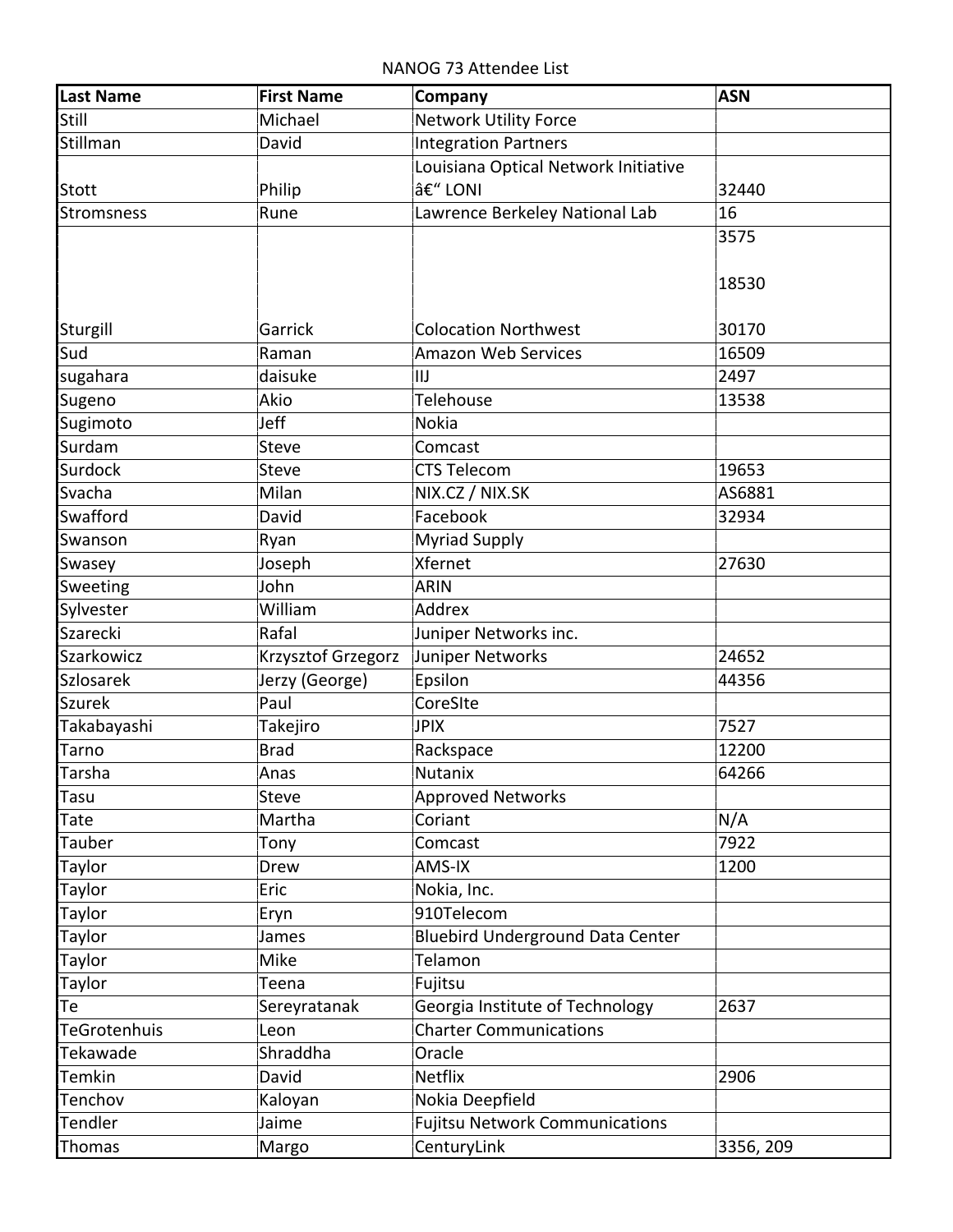NANOG 73 Attendee List

| Last Name | First Name | Company | ASN |
|---|---|---|---|
| Still | Michael | Network Utility Force | |
| Stillman | David | Integration Partners | |
| Stott | Philip | Louisiana Optical Network Initiative â€“ LONI | 32440 |
| Stromsness | Rune | Lawrence Berkeley National Lab | 16 |
| Sturgill | Garrick | Colocation Northwest | 3575<br><br>18530<br><br>30170 |
| Sud | Raman | Amazon Web Services | 16509 |
| sugahara | daisuke | IIJ | 2497 |
| Sugeno | Akio | Telehouse | 13538 |
| Sugimoto | Jeff | Nokia | |
| Surdam | Steve | Comcast | |
| Surdock | Steve | CTS Telecom | 19653 |
| Svacha | Milan | NIX.CZ / NIX.SK | AS6881 |
| Swafford | David | Facebook | 32934 |
| Swanson | Ryan | Myriad Supply | |
| Swasey | Joseph | Xfernet | 27630 |
| Sweeting | John | ARIN | |
| Sylvester | William | Addrex | |
| Szarecki | Rafal | Juniper Networks inc. | |
| Szarkowicz | Krzysztof Grzegorz | Juniper Networks | 24652 |
| Szlosarek | Jerzy (George) | Epsilon | 44356 |
| Szurek | Paul | CoreSIte | |
| Takabayashi | Takejiro | JPIX | 7527 |
| Tarno | Brad | Rackspace | 12200 |
| Tarsha | Anas | Nutanix | 64266 |
| Tasu | Steve | Approved Networks | |
| Tate | Martha | Coriant | N/A |
| Tauber | Tony | Comcast | 7922 |
| Taylor | Drew | AMS-IX | 1200 |
| Taylor | Eric | Nokia, Inc. | |
| Taylor | Eryn | 910Telecom | |
| Taylor | James | Bluebird Underground Data Center | |
| Taylor | Mike | Telamon | |
| Taylor | Teena | Fujitsu | |
| Te | Sereyratanak | Georgia Institute of Technology | 2637 |
| TeGrotenhuis | Leon | Charter Communications | |
| Tekawade | Shraddha | Oracle | |
| Temkin | David | Netflix | 2906 |
| Tenchov | Kaloyan | Nokia Deepfield | |
| Tendler | Jaime | Fujitsu Network Communications | |
| Thomas | Margo | CenturyLink | 3356, 209 |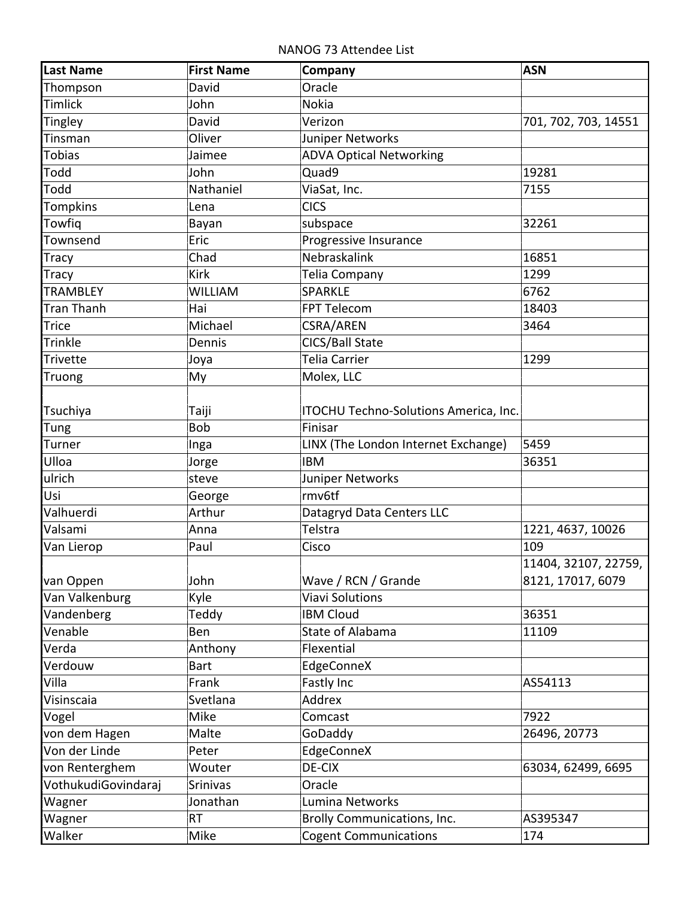NANOG 73 Attendee List

| Last Name | First Name | Company | ASN |
|---|---|---|---|
| Thompson | David | Oracle | |
| Timlick | John | Nokia | |
| Tingley | David | Verizon | 701, 702, 703, 14551 |
| Tinsman | Oliver | Juniper Networks | |
| Tobias | Jaimee | ADVA Optical Networking | |
| Todd | John | Quad9 | 19281 |
| Todd | Nathaniel | ViaSat, Inc. | 7155 |
| Tompkins | Lena | CICS | |
| Towfiq | Bayan | subspace | 32261 |
| Townsend | Eric | Progressive Insurance | |
| Tracy | Chad | Nebraskalink | 16851 |
| Tracy | Kirk | Telia Company | 1299 |
| TRAMBLEY | WILLIAM | SPARKLE | 6762 |
| Tran Thanh | Hai | FPT Telecom | 18403 |
| Trice | Michael | CSRA/AREN | 3464 |
| Trinkle | Dennis | CICS/Ball State | |
| Trivette | Joya | Telia Carrier | 1299 |
| Truong | My | Molex, LLC | |
| Tsuchiya | Taiji | ITOCHU Techno-Solutions America, Inc. | |
| Tung | Bob | Finisar | |
| Turner | Inga | LINX (The London Internet Exchange) | 5459 |
| Ulloa | Jorge | IBM | 36351 |
| ulrich | steve | Juniper Networks | |
| Usi | George | rmv6tf | |
| Valhuerdi | Arthur | Datagryd Data Centers LLC | |
| Valsami | Anna | Telstra | 1221, 4637, 10026 |
| Van Lierop | Paul | Cisco | 109 |
| van Oppen | John | Wave / RCN / Grande | 11404, 32107, 22759, 8121, 17017, 6079 |
| Van Valkenburg | Kyle | Viavi Solutions | |
| Vandenberg | Teddy | IBM Cloud | 36351 |
| Venable | Ben | State of Alabama | 11109 |
| Verda | Anthony | Flexential | |
| Verdouw | Bart | EdgeConneX | |
| Villa | Frank | Fastly Inc | AS54113 |
| Visinscaia | Svetlana | Addrex | |
| Vogel | Mike | Comcast | 7922 |
| von dem Hagen | Malte | GoDaddy | 26496, 20773 |
| Von der Linde | Peter | EdgeConneX | |
| von Renterghem | Wouter | DE-CIX | 63034, 62499, 6695 |
| VothukudiGovindaraj | Srinivas | Oracle | |
| Wagner | Jonathan | Lumina Networks | |
| Wagner | RT | Brolly Communications, Inc. | AS395347 |
| Walker | Mike | Cogent Communications | 174 |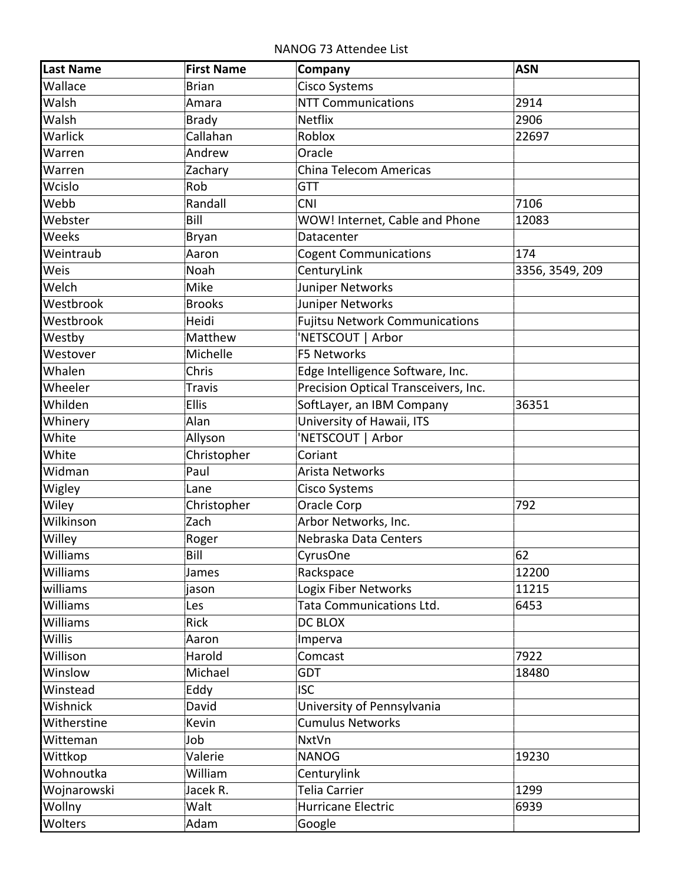NANOG 73 Attendee List

| Last Name | First Name | Company | ASN |
|---|---|---|---|
| Wallace | Brian | Cisco Systems | |
| Walsh | Amara | NTT Communications | 2914 |
| Walsh | Brady | Netflix | 2906 |
| Warlick | Callahan | Roblox | 22697 |
| Warren | Andrew | Oracle | |
| Warren | Zachary | China Telecom Americas | |
| Wcislo | Rob | GTT | |
| Webb | Randall | CNI | 7106 |
| Webster | Bill | WOW! Internet, Cable and Phone | 12083 |
| Weeks | Bryan | Datacenter | |
| Weintraub | Aaron | Cogent Communications | 174 |
| Weis | Noah | CenturyLink | 3356, 3549, 209 |
| Welch | Mike | Juniper Networks | |
| Westbrook | Brooks | Juniper Networks | |
| Westbrook | Heidi | Fujitsu Network Communications | |
| Westby | Matthew | 'NETSCOUT \| Arbor | |
| Westover | Michelle | F5 Networks | |
| Whalen | Chris | Edge Intelligence Software, Inc. | |
| Wheeler | Travis | Precision Optical Transceivers, Inc. | |
| Whilden | Ellis | SoftLayer, an IBM Company | 36351 |
| Whinery | Alan | University of Hawaii, ITS | |
| White | Allyson | 'NETSCOUT \| Arbor | |
| White | Christopher | Coriant | |
| Widman | Paul | Arista Networks | |
| Wigley | Lane | Cisco Systems | |
| Wiley | Christopher | Oracle Corp | 792 |
| Wilkinson | Zach | Arbor Networks, Inc. | |
| Willey | Roger | Nebraska Data Centers | |
| Williams | Bill | CyrusOne | 62 |
| Williams | James | Rackspace | 12200 |
| williams | jason | Logix Fiber Networks | 11215 |
| Williams | Les | Tata Communications Ltd. | 6453 |
| Williams | Rick | DC BLOX | |
| Willis | Aaron | Imperva | |
| Willison | Harold | Comcast | 7922 |
| Winslow | Michael | GDT | 18480 |
| Winstead | Eddy | ISC | |
| Wishnick | David | University of Pennsylvania | |
| Witherstine | Kevin | Cumulus Networks | |
| Witteman | Job | NxtVn | |
| Wittkop | Valerie | NANOG | 19230 |
| Wohnoutka | William | Centurylink | |
| Wojnarowski | Jacek R. | Telia Carrier | 1299 |
| Wollny | Walt | Hurricane Electric | 6939 |
| Wolters | Adam | Google | |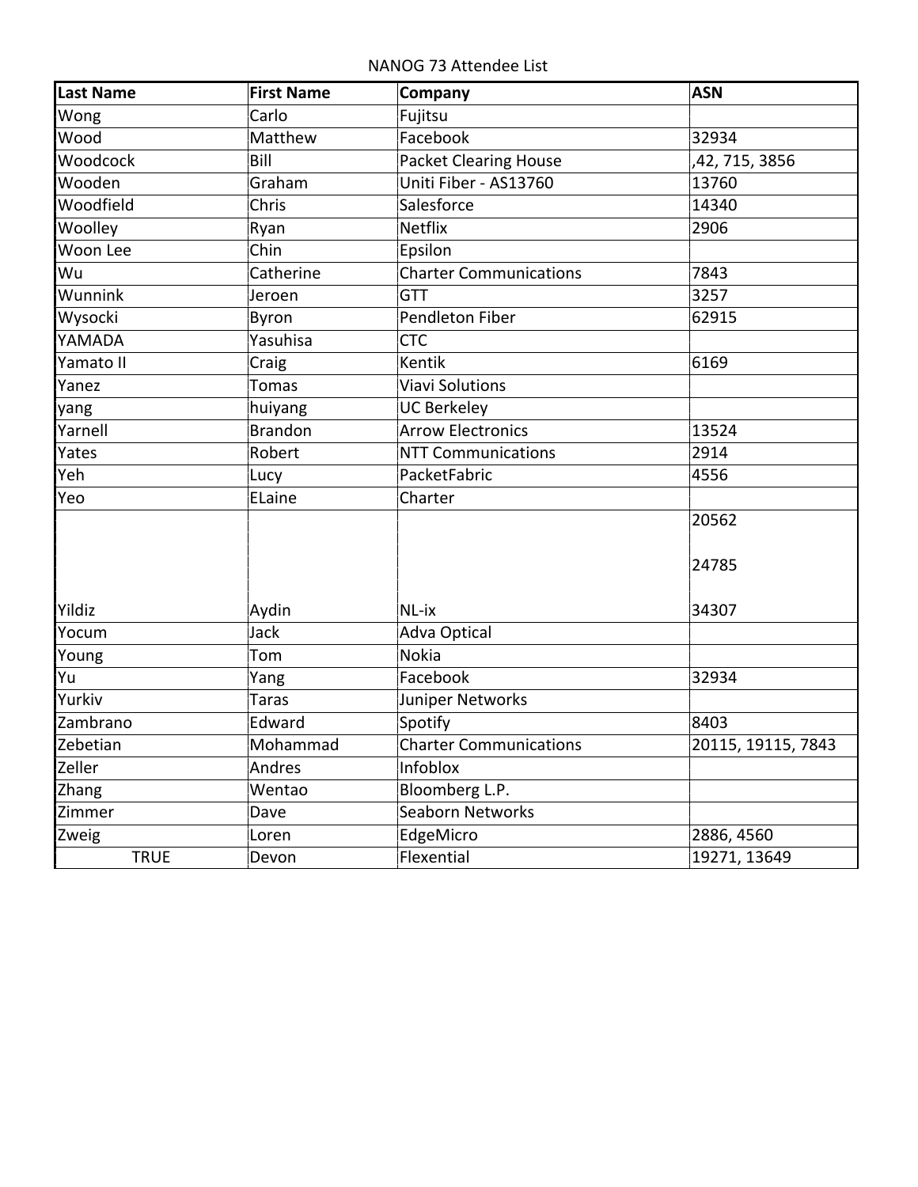NANOG 73 Attendee List

| Last Name | First Name | Company | ASN |
|---|---|---|---|
| Wong | Carlo | Fujitsu | |
| Wood | Matthew | Facebook | 32934 |
| Woodcock | Bill | Packet Clearing House | ,42, 715, 3856 |
| Wooden | Graham | Uniti Fiber - AS13760 | 13760 |
| Woodfield | Chris | Salesforce | 14340 |
| Woolley | Ryan | Netflix | 2906 |
| Woon Lee | Chin | Epsilon | |
| Wu | Catherine | Charter Communications | 7843 |
| Wunnink | Jeroen | GTT | 3257 |
| Wysocki | Byron | Pendleton Fiber | 62915 |
| YAMADA | Yasuhisa | CTC | |
| Yamato II | Craig | Kentik | 6169 |
| Yanez | Tomas | Viavi Solutions | |
| yang | huiyang | UC Berkeley | |
| Yarnell | Brandon | Arrow Electronics | 13524 |
| Yates | Robert | NTT Communications | 2914 |
| Yeh | Lucy | PacketFabric | 4556 |
| Yeo | ELaine | Charter | |
| Yildiz | Aydin | NL-ix | 20562 24785 34307 |
| Yocum | Jack | Adva Optical | |
| Young | Tom | Nokia | |
| Yu | Yang | Facebook | 32934 |
| Yurkiv | Taras | Juniper Networks | |
| Zambrano | Edward | Spotify | 8403 |
| Zebetian | Mohammad | Charter Communications | 20115, 19115, 7843 |
| Zeller | Andres | Infoblox | |
| Zhang | Wentao | Bloomberg L.P. | |
| Zimmer | Dave | Seaborn Networks | |
| Zweig | Loren | EdgeMicro | 2886, 4560 |
| TRUE | Devon | Flexential | 19271, 13649 |